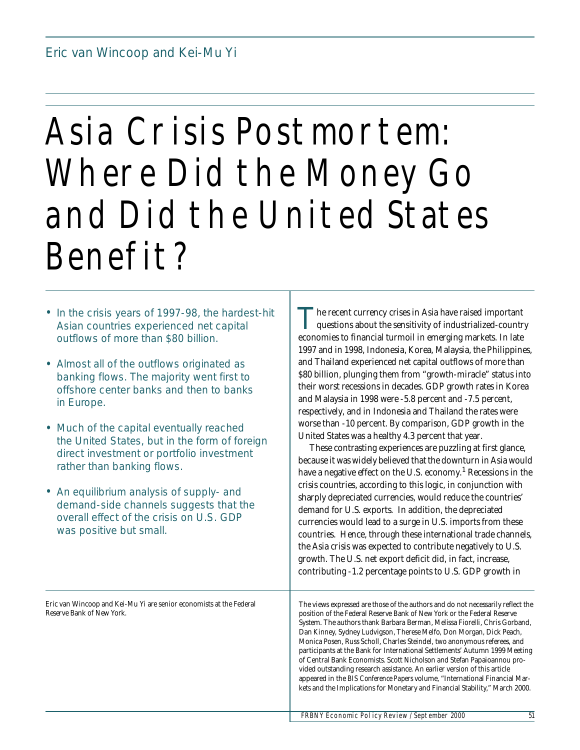Eric van Wincoop and Kei-Mu Yi

# Asia Crisis Postmortem: Where Did the Money Go and Did the United States Benefit?

- In the crisis years of 1997-98, the hardest-hit Asian countries experienced net capital outflows of more than $80 billion.
- Almost all of the outflows originated as banking flows. The majority went first to offshore center banks and then to banks in Europe.
- Much of the capital eventually reached the United States, but in the form of foreign direct investment or portfolio investment rather than banking flows.
- An equilibrium analysis of supply- and demand-side channels suggests that the overall effect of the crisis on U.S. GDP was positive but small.

The recent currency crises in Asia have raised important questions about the sensitivity of industrialized-country economies to financial turmoil in emerging markets. In late 1997 and in 1998, Indonesia, Korea, Malaysia, the Philippines, and Thailand experienced net capital outflows of more than $80 billion, plunging them from "growth-miracle" status into their worst recessions in decades. GDP growth rates in Korea and Malaysia in 1998 were -5.8 percent and -7.5 percent, respectively, and in Indonesia and Thailand the rates were worse than -10 percent. By comparison, GDP growth in the United States was a healthy 4.3 percent that year.

These contrasting experiences are puzzling at first glance, because it was widely believed that the downturn in Asia would have a negative effect on the U.S. economy.[1] Recessions in the crisis countries, according to this logic, in conjunction with sharply depreciated currencies, would reduce the countries' demand for U.S. exports. In addition, the depreciated currencies would lead to a surge in U.S. imports from these countries. Hence, through these international trade channels, the Asia crisis was expected to contribute negatively to U.S. growth. The U.S. net export deficit did, in fact, increase, contributing -1.2 percentage points to U.S. GDP growth in

Eric van Wincoop and Kei-Mu Yi are senior economists at the Federal Reserve Bank of New York.

The views expressed are those of the authors and do not necessarily reflect the position of the Federal Reserve Bank of New York or the Federal Reserve System. The authors thank Barbara Berman, Melissa Fiorelli, Chris Gorband, Dan Kinney, Sydney Ludvigson, Therese Melfo, Don Morgan, Dick Peach, Monica Posen, Russ Scholl, Charles Steindel, two anonymous referees, and participants at the Bank for International Settlements' Autumn 1999 Meeting of Central Bank Economists. Scott Nicholson and Stefan Papaioannou provided outstanding research assistance. An earlier version of this article appeared in the BIS Conference Papers volume, "International Financial Markets and the Implications for Monetary and Financial Stability," March 2000.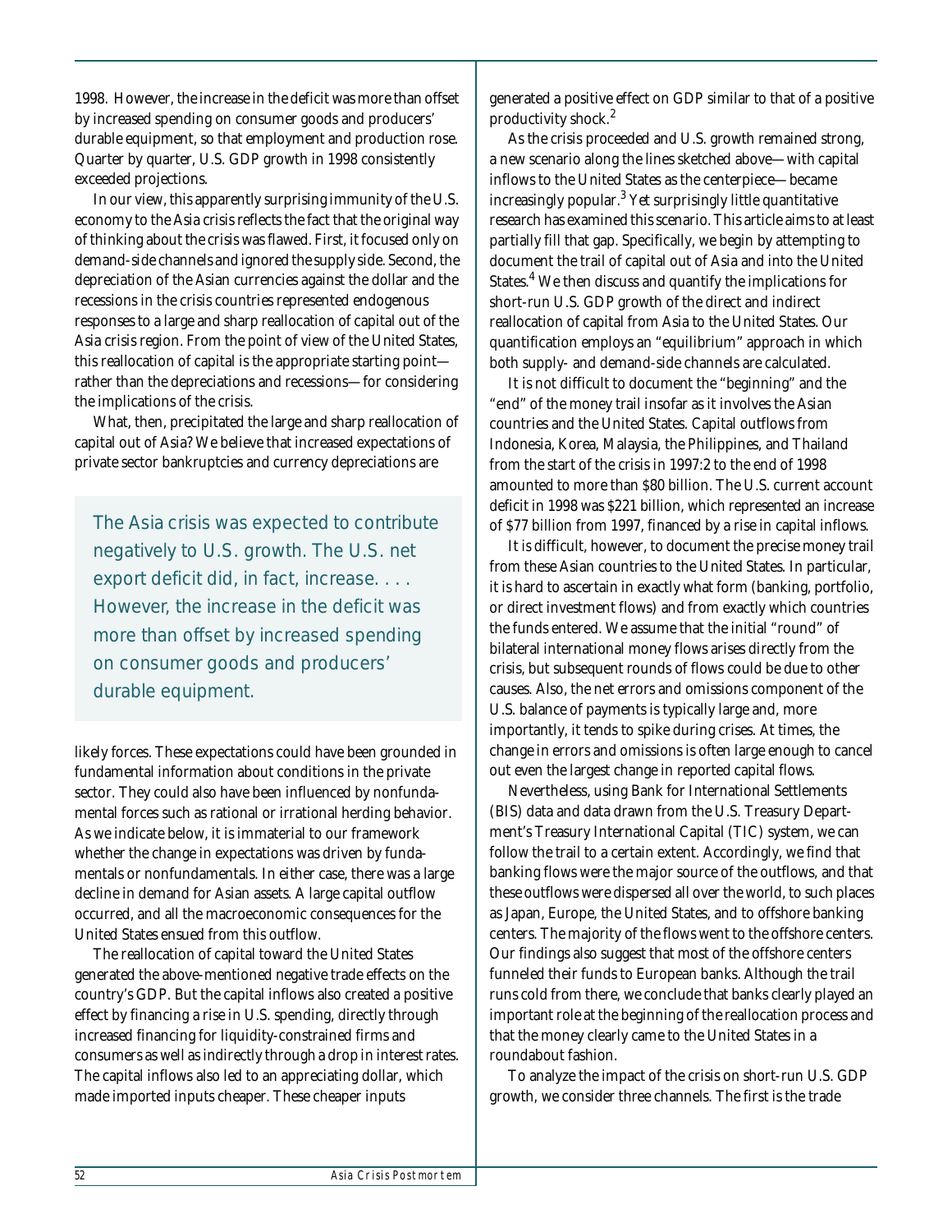1998. However, the increase in the deficit was more than offset by increased spending on consumer goods and producers' durable equipment, so that employment and production rose. Quarter by quarter, U.S. GDP growth in 1998 consistently exceeded projections.

In our view, this apparently surprising immunity of the U.S. economy to the Asia crisis reflects the fact that the original way of thinking about the crisis was flawed. First, it focused only on demand-side channels and ignored the supply side. Second, the depreciation of the Asian currencies against the dollar and the recessions in the crisis countries represented endogenous responses to a large and sharp reallocation of capital out of the Asia crisis region. From the point of view of the United States, this reallocation of capital is the appropriate starting point—rather than the depreciations and recessions—for considering the implications of the crisis.

What, then, precipitated the large and sharp reallocation of capital out of Asia? We believe that increased expectations of private sector bankruptcies and currency depreciations are likely forces. These expectations could have been grounded in fundamental information about conditions in the private sector. They could also have been influenced by nonfundamental forces such as rational or irrational herding behavior. As we indicate below, it is immaterial to our framework whether the change in expectations was driven by fundamentals or nonfundamentals. In either case, there was a large decline in demand for Asian assets. A large capital outflow occurred, and all the macroeconomic consequences for the United States ensued from this outflow.

> The Asia crisis was expected to contribute negatively to U.S. growth. The U.S. net export deficit did, in fact, increase. . . . However, the increase in the deficit was more than offset by increased spending on consumer goods and producers' durable equipment.

The reallocation of capital toward the United States generated the above-mentioned negative trade effects on the country's GDP. But the capital inflows also created a positive effect by financing a rise in U.S. spending, directly through increased financing for liquidity-constrained firms and consumers as well as indirectly through a drop in interest rates. The capital inflows also led to an appreciating dollar, which made imported inputs cheaper. These cheaper inputs generated a positive effect on GDP similar to that of a positive productivity shock.[2]

As the crisis proceeded and U.S. growth remained strong, a new scenario along the lines sketched above—with capital inflows to the United States as the centerpiece—became increasingly popular.[3] Yet surprisingly little quantitative research has examined this scenario. This article aims to at least partially fill that gap. Specifically, we begin by attempting to document the trail of capital out of Asia and into the United States.[4] We then discuss and quantify the implications for short-run U.S. GDP growth of the direct and indirect reallocation of capital from Asia to the United States. Our quantification employs an "equilibrium" approach in which both supply- and demand-side channels are calculated.

It is not difficult to document the "beginning" and the "end" of the money trail insofar as it involves the Asian countries and the United States. Capital outflows from Indonesia, Korea, Malaysia, the Philippines, and Thailand from the start of the crisis in 1997:2 to the end of 1998 amounted to more than $80 billion. The U.S. current account deficit in 1998 was $221 billion, which represented an increase of $77 billion from 1997, financed by a rise in capital inflows.

It is difficult, however, to document the precise money trail from these Asian countries to the United States. In particular, it is hard to ascertain in exactly what form (banking, portfolio, or direct investment flows) and from exactly which countries the funds entered. We assume that the initial "round" of bilateral international money flows arises directly from the crisis, but subsequent rounds of flows could be due to other causes. Also, the net errors and omissions component of the U.S. balance of payments is typically large and, more importantly, it tends to spike during crises. At times, the change in errors and omissions is often large enough to cancel out even the largest change in reported capital flows.

Nevertheless, using Bank for International Settlements (BIS) data and data drawn from the U.S. Treasury Department's Treasury International Capital (TIC) system, we can follow the trail to a certain extent. Accordingly, we find that banking flows were the major source of the outflows, and that these outflows were dispersed all over the world, to such places as Japan, Europe, the United States, and to offshore banking centers. The majority of the flows went to the offshore centers. Our findings also suggest that most of the offshore centers funneled their funds to European banks. Although the trail runs cold from there, we conclude that banks clearly played an important role at the beginning of the reallocation process and that the money clearly came to the United States in a roundabout fashion.

To analyze the impact of the crisis on short-run U.S. GDP growth, we consider three channels. The first is the trade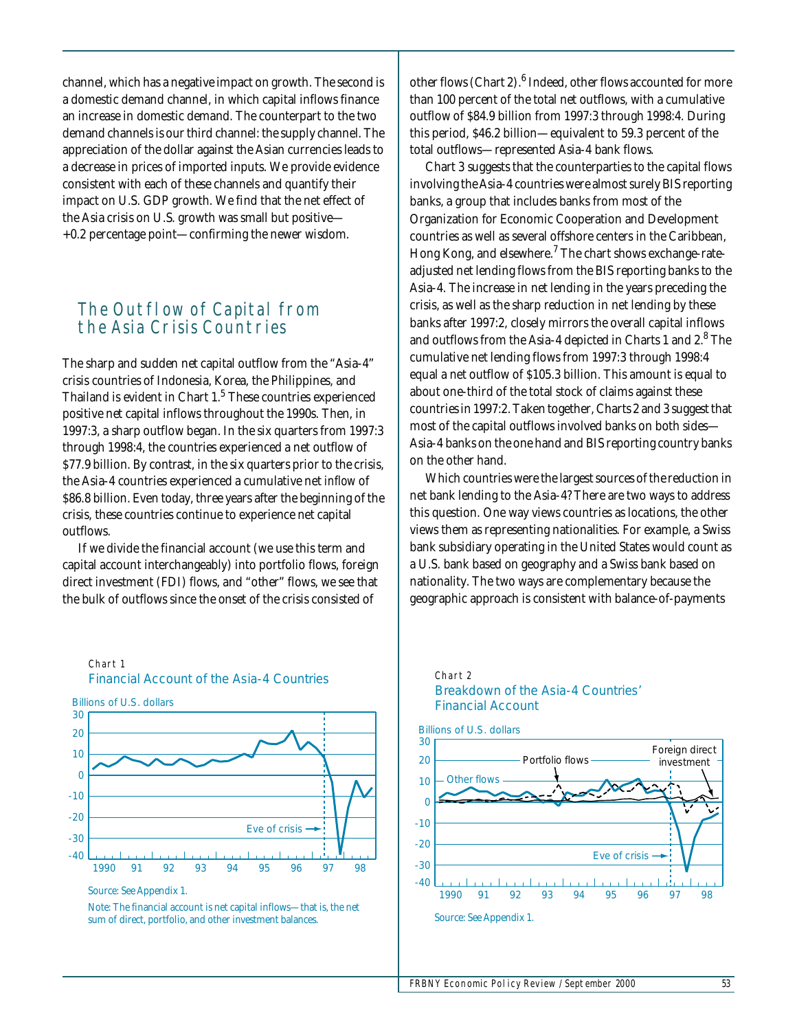channel, which has a negative impact on growth. The second is a domestic demand channel, in which capital inflows finance an increase in domestic demand. The counterpart to the two demand channels is our third channel: the supply channel. The appreciation of the dollar against the Asian currencies leads to a decrease in prices of imported inputs. We provide evidence consistent with each of these channels and quantify their impact on U.S. GDP growth. We find that the net effect of the Asia crisis on U.S. growth was small but positive—+0.2 percentage point—confirming the newer wisdom.

## The Outflow of Capital from the Asia Crisis Countries

The sharp and sudden net capital outflow from the "Asia-4" crisis countries of Indonesia, Korea, the Philippines, and Thailand is evident in Chart 1.[5] These countries experienced positive net capital inflows throughout the 1990s. Then, in 1997:3, a sharp outflow began. In the six quarters from 1997:3 through 1998:4, the countries experienced a net outflow of $77.9 billion. By contrast, in the six quarters prior to the crisis, the Asia-4 countries experienced a cumulative net *inflow* of $86.8 billion. Even today, three years after the beginning of the crisis, these countries continue to experience net capital outflows.

If we divide the financial account (we use this term and capital account interchangeably) into portfolio flows, foreign direct investment (FDI) flows, and "other" flows, we see that the bulk of outflows since the onset of the crisis consisted of other flows (Chart 2).[6] Indeed, other flows accounted for more than 100 percent of the total net outflows, with a cumulative outflow of $84.9 billion from 1997:3 through 1998:4. During this period, $46.2 billion—equivalent to 59.3 percent of the total outflows—represented Asia-4 bank flows.

Chart 3 suggests that the counterparties to the capital flows involving the Asia-4 countries were almost surely BIS reporting banks, a group that includes banks from most of the Organization for Economic Cooperation and Development countries as well as several offshore centers in the Caribbean, Hong Kong, and elsewhere.[7] The chart shows exchange-rate-adjusted net lending flows from the BIS reporting banks to the Asia-4. The increase in net lending in the years preceding the crisis, as well as the sharp reduction in net lending by these banks after 1997:2, closely mirrors the overall capital inflows and outflows from the Asia-4 depicted in Charts 1 and 2.[8] The cumulative net lending flows from 1997:3 through 1998:4 equal a net outflow of $105.3 billion. This amount is equal to about one-third of the total stock of claims against these countries in 1997:2. Taken together, Charts 2 and 3 suggest that most of the capital outflows involved banks on both sides—Asia-4 banks on the one hand and BIS reporting country banks on the other hand.

Which countries were the largest sources of the reduction in net bank lending to the Asia-4? There are two ways to address this question. One way views countries as locations, the other views them as representing nationalities. For example, a Swiss bank subsidiary operating in the United States would count as a U.S. bank based on geography and a Swiss bank based on nationality. The two ways are complementary because the geographic approach is consistent with balance-of-payments

Chart 1
Financial Account of the Asia-4 Countries

Billions of U.S. dollars
30
20
10
0
-10
-20
-30
-40
1990 91 92 93 94 95 96 97 98
Eve of crisis

Source: See Appendix 1.

Note: The financial account is net capital inflows—that is, the net sum of direct, portfolio, and other investment balances.

Chart 2
Breakdown of the Asia-4 Countries' Financial Account

Billions of U.S. dollars
30
20
10
0
-10
-20
-30
-40
1990 91 92 93 94 95 96 97 98
Portfolio flows
Foreign direct investment
Other flows
Eve of crisis

Source: See Appendix 1.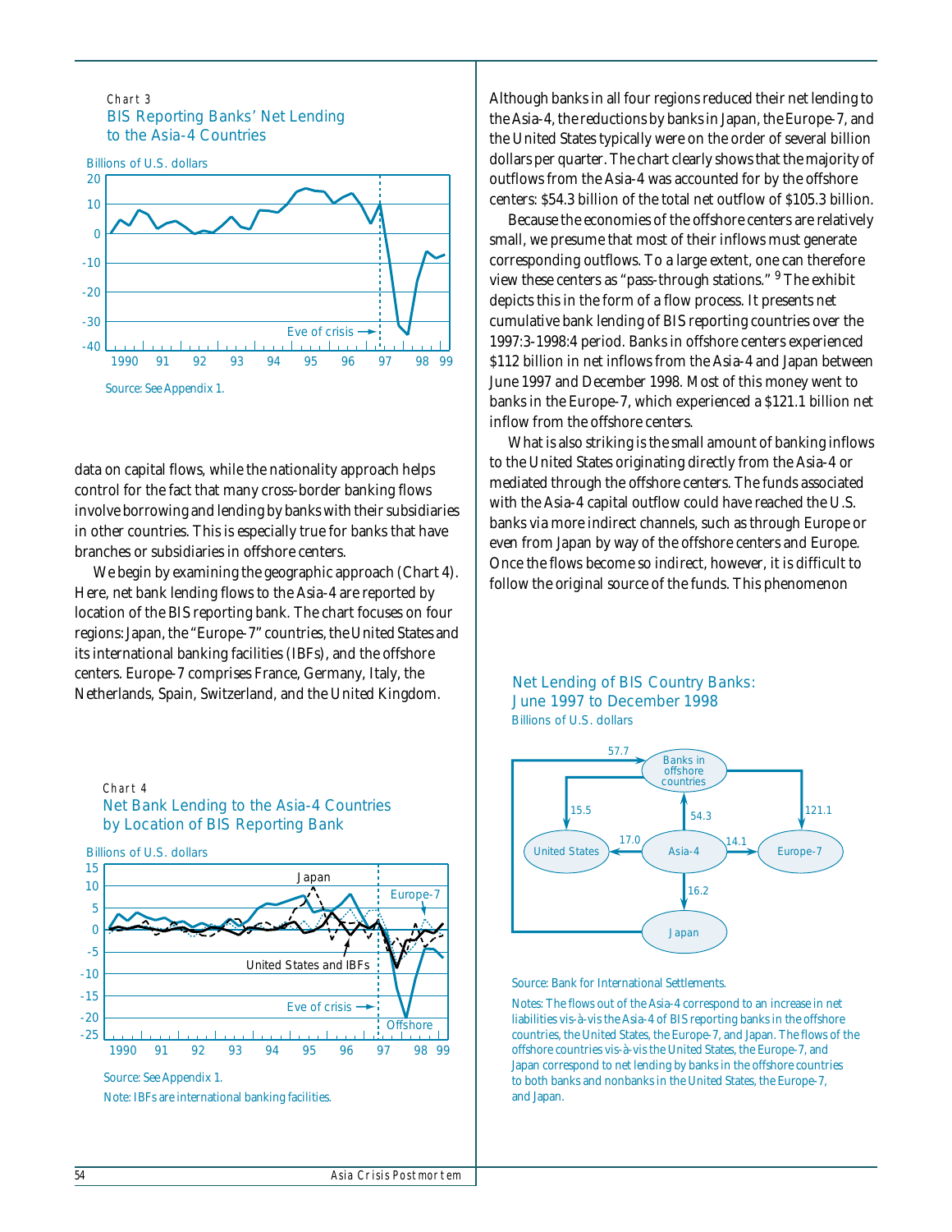Chart 3
### BIS Reporting Banks' Net Lending to the Asia-4 Countries

Billions of U.S. dollars

20
10
0
-10
-20
-30
-40

1990 91 92 93 94 95 96 97 98 99

Eve of crisis

Source: See Appendix 1.

data on capital flows, while the nationality approach helps control for the fact that many cross-border banking flows involve borrowing and lending by banks with their subsidiaries in other countries. This is especially true for banks that have branches or subsidiaries in offshore centers.

We begin by examining the geographic approach (Chart 4). Here, net bank lending flows to the Asia-4 are reported by location of the BIS reporting bank. The chart focuses on four regions: Japan, the "Europe-7" countries, the United States and its international banking facilities (IBFs), and the offshore centers. Europe-7 comprises France, Germany, Italy, the Netherlands, Spain, Switzerland, and the United Kingdom.

Chart 4
### Net Bank Lending to the Asia-4 Countries by Location of BIS Reporting Bank

Billions of U.S. dollars

15
10
5
0
-5
-10
-15
-20
-25

1990 91 92 93 94 95 96 97 98 99

Japan

Europe-7

United States and IBFs

Eve of crisis

Offshore

Source: See Appendix 1.

Note: IBFs are international banking facilities.

Although banks in all four regions reduced their net lending to the Asia-4, the reductions by banks in Japan, the Europe-7, and the United States typically were on the order of several billion dollars per quarter. The chart clearly shows that the majority of outflows from the Asia-4 was accounted for by the offshore centers: \$54.3 billion of the total net outflow of \$105.3 billion.

Because the economies of the offshore centers are relatively small, we presume that most of their inflows must generate corresponding outflows. To a large extent, one can therefore view these centers as "pass-through stations." [9] The exhibit depicts this in the form of a flow process. It presents net cumulative bank lending of BIS reporting countries over the 1997:3-1998:4 period. Banks in offshore centers experienced \$112 billion in net inflows from the Asia-4 and Japan between June 1997 and December 1998. Most of this money went to banks in the Europe-7, which experienced a \$121.1 billion net inflow from the offshore centers.

What is also striking is the small amount of banking inflows to the United States originating directly from the Asia-4 or mediated through the offshore centers. The funds associated with the Asia-4 capital outflow could have reached the U.S. banks via more indirect channels, such as through Europe or even from Japan by way of the offshore centers and Europe. Once the flows become so indirect, however, it is difficult to follow the original source of the funds. This phenomenon

### Net Lending of BIS Country Banks: June 1997 to December 1998

Billions of U.S. dollars

Banks in offshore countries

United States

Asia-4

Europe-7

Japan

57.7
15.5
54.3
121.1
17.0
14.1
16.2

Source: Bank for International Settlements.

Notes: The flows out of the Asia-4 correspond to an increase in net liabilities vis-à-vis the Asia-4 of BIS reporting banks in the offshore countries, the United States, the Europe-7, and Japan. The flows of the offshore countries vis-à-vis the United States, the Europe-7, and Japan correspond to net lending by banks in the offshore countries to both banks and nonbanks in the United States, the Europe-7, and Japan.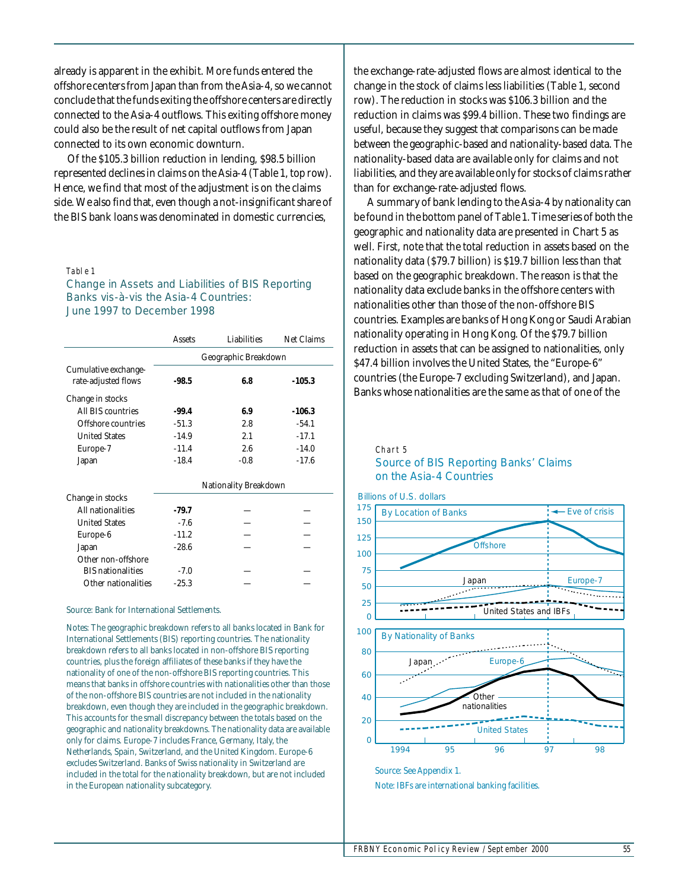already is apparent in the exhibit. More funds entered the offshore centers from Japan than from the Asia-4, so we cannot conclude that the funds exiting the offshore centers are directly connected to the Asia-4 outflows. This exiting offshore money could also be the result of net capital outflows from Japan connected to its own economic downturn.

Of the $105.3 billion reduction in lending, $98.5 billion represented declines in claims on the Asia-4 (Table 1, top row). Hence, we find that most of the adjustment is on the claims side. We also find that, even though a not-insignificant share of the BIS bank loans was denominated in domestic currencies, the exchange-rate-adjusted flows are almost identical to the change in the stock of claims less liabilities (Table 1, second row). The reduction in stocks was $106.3 billion and the reduction in claims was $99.4 billion. These two findings are useful, because they suggest that comparisons can be made between the geographic-based and nationality-based data. The nationality-based data are available only for claims and not liabilities, and they are available only for stocks of claims rather than for exchange-rate-adjusted flows.

A summary of bank lending to the Asia-4 by nationality can be found in the bottom panel of Table 1. Time series of both the geographic and nationality data are presented in Chart 5 as well. First, note that the total reduction in assets based on the nationality data ($79.7 billion) is $19.7 billion less than that based on the geographic breakdown. The reason is that the nationality data exclude banks in the offshore centers with nationalities other than those of the non-offshore BIS countries. Examples are banks of Hong Kong or Saudi Arabian nationality operating in Hong Kong. Of the $79.7 billion reduction in assets that can be assigned to nationalities, only $47.4 billion involves the United States, the "Europe-6" countries (the Europe-7 excluding Switzerland), and Japan. Banks whose nationalities are the same as that of one of the

Table 1

### Change in Assets and Liabilities of BIS Reporting Banks vis-à-vis the Asia-4 Countries: June 1997 to December 1998

| | Assets | Liabilities | Net Claims |
|---|---|---|---|
| | Geographic Breakdown | | |
| Cumulative exchange-rate-adjusted flows | **-98.5** | **6.8** | **-105.3** |
| Change in stocks | | | |
| All BIS countries | **-99.4** | **6.9** | **-106.3** |
| Offshore countries | -51.3 | 2.8 | -54.1 |
| United States | -14.9 | 2.1 | -17.1 |
| Europe-7 | -11.4 | 2.6 | -14.0 |
| Japan | -18.4 | -0.8 | -17.6 |
| | Nationality Breakdown | | |
| Change in stocks | | | |
| All nationalities | **-79.7** | — | — |
| United States | -7.6 | — | — |
| Europe-6 | -11.2 | — | — |
| Japan | -28.6 | — | — |
| Other non-offshore BIS nationalities | -7.0 | — | — |
| Other nationalities | -25.3 | — | — |

Source: Bank for International Settlements.

Notes: The geographic breakdown refers to all banks located in Bank for International Settlements (BIS) reporting countries. The nationality breakdown refers to all banks located in non-offshore BIS reporting countries, plus the foreign affiliates of these banks if they have the nationality of one of the non-offshore BIS reporting countries. This means that banks in offshore countries with nationalities other than those of the non-offshore BIS countries are not included in the nationality breakdown, even though they are included in the geographic breakdown. This accounts for the small discrepancy between the totals based on the geographic and nationality breakdowns. The nationality data are available only for claims. Europe-7 includes France, Germany, Italy, the Netherlands, Spain, Switzerland, and the United Kingdom. Europe-6 excludes Switzerland. Banks of Swiss nationality in Switzerland are included in the total for the nationality breakdown, but are not included in the European nationality subcategory.

Chart 5

### Source of BIS Reporting Banks' Claims on the Asia-4 Countries

Billions of U.S. dollars

By Location of Banks

Eve of crisis

Offshore

Japan

Europe-7

United States and IBFs

175
150
125
100
75
50
25
0

By Nationality of Banks

Japan

Europe-6

Other nationalities

United States

100
80
60
40
20
0

1994 95 96 97 98

Source: See Appendix 1.

Note: IBFs are international banking facilities.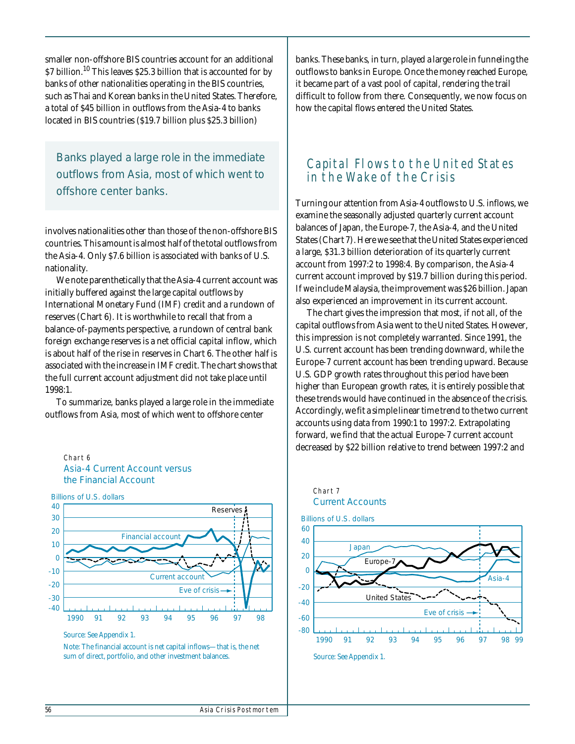smaller non-offshore BIS countries account for an additional $7 billion.[10] This leaves $25.3 billion that is accounted for by banks of other nationalities operating in the BIS countries, such as Thai and Korean banks in the United States. Therefore, a total of $45 billion in outflows from the Asia-4 to banks located in BIS countries ($19.7 billion plus $25.3 billion) involves nationalities other than those of the non-offshore BIS countries. This amount is almost half of the total outflows from the Asia-4. Only $7.6 billion is associated with banks of U.S. nationality.

> Banks played a large role in the immediate outflows from Asia, most of which went to offshore center banks.

We note parenthetically that the Asia-4 current account was initially buffered against the large capital outflows by International Monetary Fund (IMF) credit and a rundown of reserves (Chart 6). It is worthwhile to recall that from a balance-of-payments perspective, a rundown of central bank foreign exchange reserves is a net official capital inflow, which is about half of the rise in reserves in Chart 6. The other half is associated with the increase in IMF credit. The chart shows that the full current account adjustment did not take place until 1998:1.

To summarize, banks played a large role in the immediate outflows from Asia, most of which went to offshore center banks. These banks, in turn, played a large role in funneling the outflows to banks in Europe. Once the money reached Europe, it became part of a vast pool of capital, rendering the trail difficult to follow from there. Consequently, we now focus on how the capital flows entered the United States.

Chart 6
Asia-4 Current Account versus the Financial Account

Billions of U.S. dollars
40
30
20
10
0
-10
-20
-30
-40
1990 91 92 93 94 95 96 97 98
Reserves
Financial account
Current account
Eve of crisis

Source: See Appendix 1.

Note: The financial account is net capital inflows—that is, the net sum of direct, portfolio, and other investment balances.

## Capital Flows to the United States in the Wake of the Crisis

Turning our attention from Asia-4 outflows to U.S. inflows, we examine the seasonally adjusted quarterly current account balances of Japan, the Europe-7, the Asia-4, and the United States (Chart 7). Here we see that the United States experienced a large, $31.3 billion deterioration of its quarterly current account from 1997:2 to 1998:4. By comparison, the Asia-4 current account improved by $19.7 billion during this period. If we include Malaysia, the improvement was $26 billion. Japan also experienced an improvement in its current account.

The chart gives the impression that most, if not all, of the capital outflows from Asia went to the United States. However, this impression is not completely warranted. Since 1991, the U.S. current account has been trending downward, while the Europe-7 current account has been trending upward. Because U.S. GDP growth rates throughout this period have been higher than European growth rates, it is entirely possible that these trends would have continued in the absence of the crisis. Accordingly, we fit a simple linear time trend to the two current accounts using data from 1990:1 to 1997:2. Extrapolating forward, we find that the actual Europe-7 current account decreased by $22 billion relative to trend between 1997:2 and

Chart 7
Current Accounts

Billions of U.S. dollars
60
40
20
0
-20
-40
-60
-80
1990 91 92 93 94 95 96 97 98 99
Japan
Europe-7
Asia-4
United States
Eve of crisis

Source: See Appendix 1.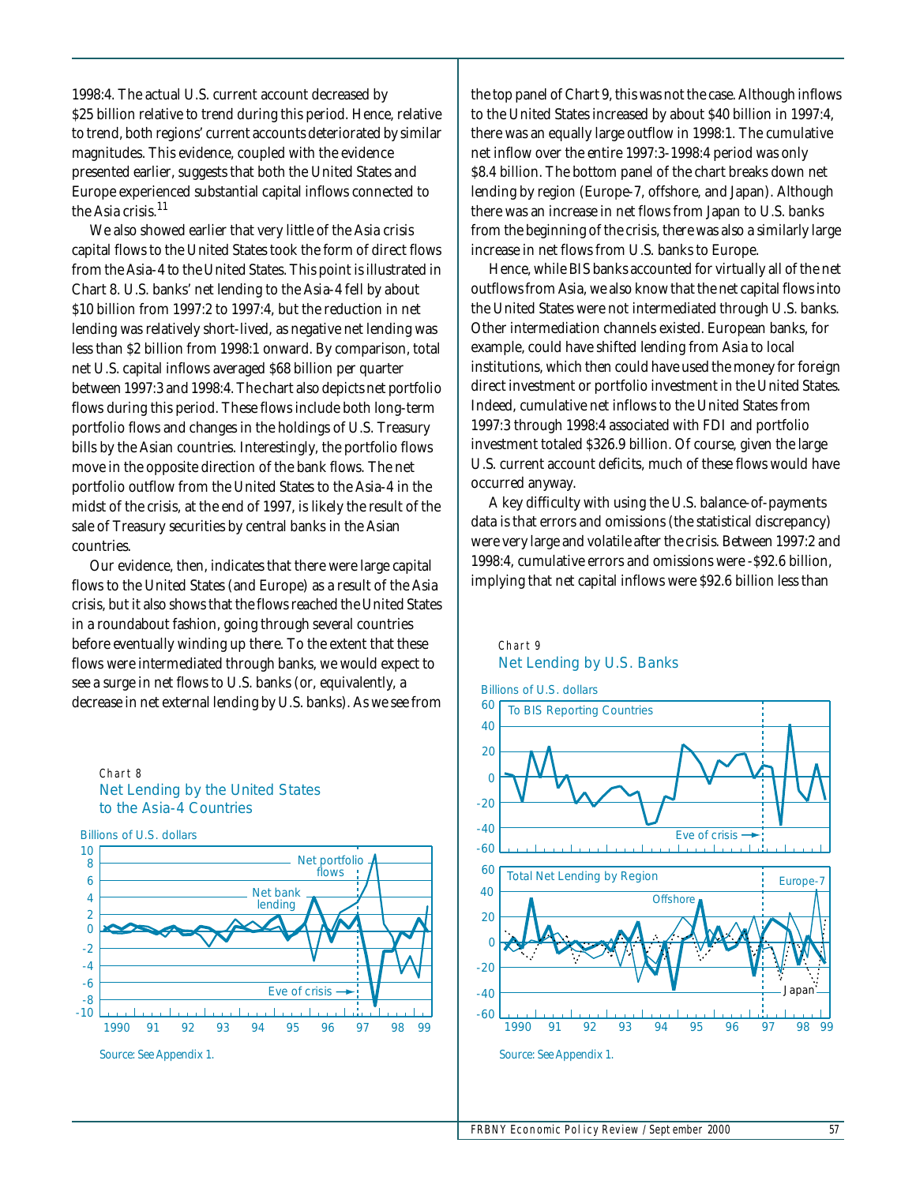1998:4. The actual U.S. current account decreased by \$25 billion relative to trend during this period. Hence, relative to trend, both regions' current accounts deteriorated by similar magnitudes. This evidence, coupled with the evidence presented earlier, suggests that both the United States and Europe experienced substantial capital inflows connected to the Asia crisis.[11]

We also showed earlier that very little of the Asia crisis capital flows to the United States took the form of direct flows from the Asia-4 to the United States. This point is illustrated in Chart 8. U.S. banks' net lending to the Asia-4 fell by about \$10 billion from 1997:2 to 1997:4, but the reduction in net lending was relatively short-lived, as negative net lending was less than \$2 billion from 1998:1 onward. By comparison, total net U.S. capital inflows averaged \$68 billion per quarter between 1997:3 and 1998:4. The chart also depicts net portfolio flows during this period. These flows include both long-term portfolio flows and changes in the holdings of U.S. Treasury bills by the Asian countries. Interestingly, the portfolio flows move in the opposite direction of the bank flows. The net portfolio outflow from the United States to the Asia-4 in the midst of the crisis, at the end of 1997, is likely the result of the sale of Treasury securities by central banks in the Asian countries.

Our evidence, then, indicates that there were large capital flows to the United States (and Europe) as a result of the Asia crisis, but it also shows that the flows reached the United States in a roundabout fashion, going through several countries before eventually winding up there. To the extent that these flows were intermediated through banks, we would expect to see a surge in net flows to U.S. banks (or, equivalently, a decrease in net external lending by U.S. banks). As we see from the top panel of Chart 9, this was not the case. Although inflows to the United States increased by about \$40 billion in 1997:4, there was an equally large outflow in 1998:1. The cumulative net inflow over the entire 1997:3-1998:4 period was only \$8.4 billion. The bottom panel of the chart breaks down net lending by region (Europe-7, offshore, and Japan). Although there was an increase in net flows from Japan to U.S. banks from the beginning of the crisis, there was also a similarly large increase in net flows from U.S. banks to Europe.

Hence, while BIS banks accounted for virtually all of the net outflows from Asia, we also know that the net capital flows into the United States were not intermediated through U.S. banks. Other intermediation channels existed. European banks, for example, could have shifted lending from Asia to local institutions, which then could have used the money for foreign direct investment or portfolio investment in the United States. Indeed, cumulative net inflows to the United States from 1997:3 through 1998:4 associated with FDI and portfolio investment totaled \$326.9 billion. Of course, given the large U.S. current account deficits, much of these flows would have occurred anyway.

A key difficulty with using the U.S. balance-of-payments data is that errors and omissions (the statistical discrepancy) were very large and volatile after the crisis. Between 1997:2 and 1998:4, cumulative errors and omissions were -\$92.6 billion, implying that net capital inflows were \$92.6 billion less than

Chart 8
**Net Lending by the United States to the Asia-4 Countries**

Billions of U.S. dollars
10
8
6
4
2
0
-2
-4
-6
-8
-10
Net portfolio flows
Net bank lending
Eve of crisis
1990 91 92 93 94 95 96 97 98 99

Source: See Appendix 1.

Chart 9
**Net Lending by U.S. Banks**

Billions of U.S. dollars
To BIS Reporting Countries
60
40
20
0
-20
-40
-60
Eve of crisis

Total Net Lending by Region
60
40
20
0
-20
-40
-60
Europe-7
Offshore
Japan
1990 91 92 93 94 95 96 97 98 99

Source: See Appendix 1.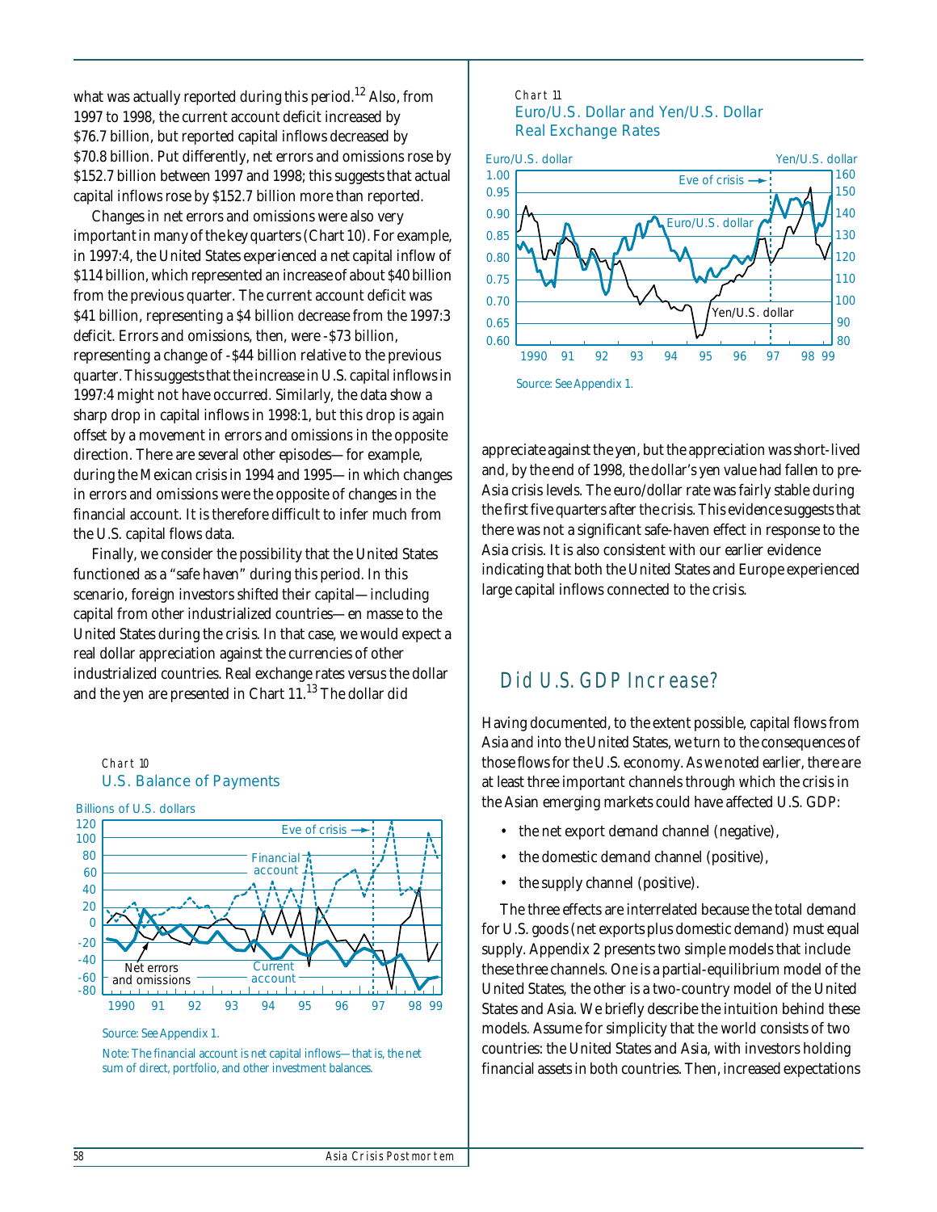what was actually reported during this period.[12] Also, from 1997 to 1998, the current account deficit increased by $76.7 billion, but reported capital inflows decreased by $70.8 billion. Put differently, net errors and omissions rose by $152.7 billion between 1997 and 1998; this suggests that actual capital inflows rose by $152.7 billion more than reported.

Changes in net errors and omissions were also very important in many of the key quarters (Chart 10). For example, in 1997:4, the United States experienced a net capital inflow of $114 billion, which represented an increase of about $40 billion from the previous quarter. The current account deficit was $41 billion, representing a $4 billion decrease from the 1997:3 deficit. Errors and omissions, then, were -$73 billion, representing a change of -$44 billion relative to the previous quarter. This suggests that the increase in U.S. capital inflows in 1997:4 might not have occurred. Similarly, the data show a sharp drop in capital inflows in 1998:1, but this drop is again offset by a movement in errors and omissions in the opposite direction. There are several other episodes—for example, during the Mexican crisis in 1994 and 1995—in which changes in errors and omissions were the opposite of changes in the financial account. It is therefore difficult to infer much from the U.S. capital flows data.

Finally, we consider the possibility that the United States functioned as a "safe haven" during this period. In this scenario, foreign investors shifted their capital—including capital from other industrialized countries—en masse to the United States during the crisis. In that case, we would expect a real dollar appreciation against the currencies of other industrialized countries. Real exchange rates versus the dollar and the yen are presented in Chart 11.[13] The dollar did appreciate against the yen, but the appreciation was short-lived and, by the end of 1998, the dollar's yen value had fallen to pre-Asia crisis levels. The euro/dollar rate was fairly stable during the first five quarters after the crisis. This evidence suggests that there was not a significant safe-haven effect in response to the Asia crisis. It is also consistent with our earlier evidence indicating that both the United States and Europe experienced large capital inflows connected to the crisis.

Chart 10
U.S. Balance of Payments

Billions of U.S. dollars
120
100
80
60
40
20
0
-20
-40
-60
-80
Eve of crisis
Financial account
Net errors and omissions
Current account
1990 91 92 93 94 95 96 97 98 99

Source: See Appendix 1.

Note: The financial account is net capital inflows—that is, the net sum of direct, portfolio, and other investment balances.

Chart 11
Euro/U.S. Dollar and Yen/U.S. Dollar Real Exchange Rates

Euro/U.S. dollar
Yen/U.S. dollar
1.00
0.95
0.90
0.85
0.80
0.75
0.70
0.65
0.60
160
150
140
130
120
110
100
90
80
Eve of crisis
Euro/U.S. dollar
Yen/U.S. dollar
1990 91 92 93 94 95 96 97 98 99

Source: See Appendix 1.

## Did U.S. GDP Increase?

Having documented, to the extent possible, capital flows from Asia and into the United States, we turn to the consequences of those flows for the U.S. economy. As we noted earlier, there are at least three important channels through which the crisis in the Asian emerging markets could have affected U.S. GDP:

- the net export demand channel (negative),
- the domestic demand channel (positive),
- the supply channel (positive).

The three effects are interrelated because the total demand for U.S. goods (net exports plus domestic demand) must equal supply. Appendix 2 presents two simple models that include these three channels. One is a partial-equilibrium model of the United States, the other is a two-country model of the United States and Asia. We briefly describe the intuition behind these models. Assume for simplicity that the world consists of two countries: the United States and Asia, with investors holding financial assets in both countries. Then, increased expectations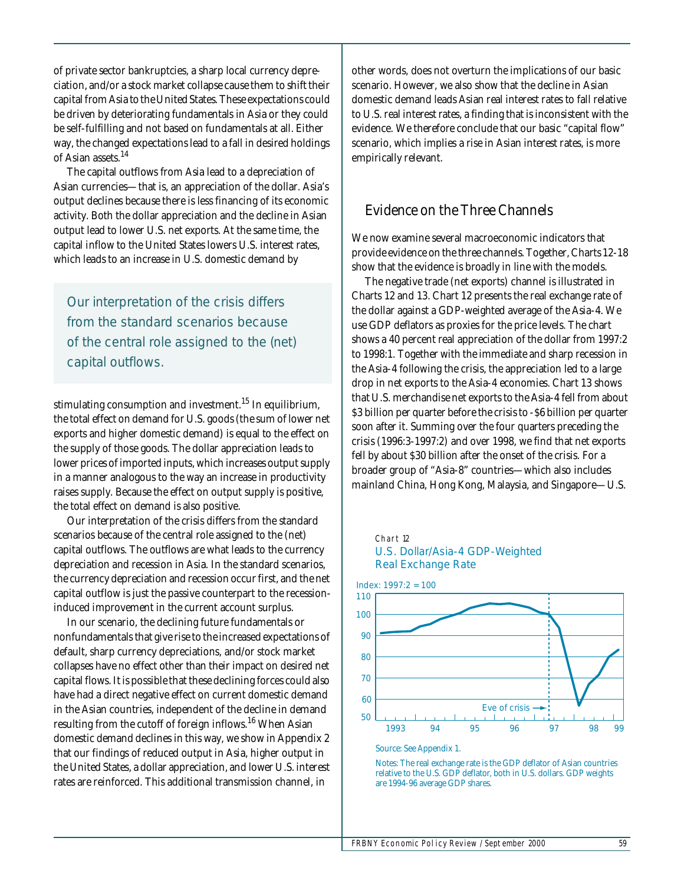of private sector bankruptcies, a sharp local currency depreciation, and/or a stock market collapse cause them to shift their capital from Asia to the United States. These expectations could be driven by deteriorating fundamentals in Asia or they could be self-fulfilling and not based on fundamentals at all. Either way, the changed expectations lead to a fall in desired holdings of Asian assets.[14]

The capital outflows from Asia lead to a depreciation of Asian currencies—that is, an appreciation of the dollar. Asia's output declines because there is less financing of its economic activity. Both the dollar appreciation and the decline in Asian output lead to lower U.S. net exports. At the same time, the capital inflow to the United States lowers U.S. interest rates, which leads to an increase in U.S. domestic demand by stimulating consumption and investment.[15] In equilibrium, the total effect on demand for U.S. goods (the sum of lower net exports and higher domestic demand) is equal to the effect on the supply of those goods. The dollar appreciation leads to lower prices of imported inputs, which increases output supply in a manner analogous to the way an increase in productivity raises supply. Because the effect on output supply is positive, the total effect on demand is also positive.

> Our interpretation of the crisis differs from the standard scenarios because of the central role assigned to the (net) capital outflows.

Our interpretation of the crisis differs from the standard scenarios because of the central role assigned to the (net) capital outflows. The outflows are what leads to the currency depreciation and recession in Asia. In the standard scenarios, the currency depreciation and recession occur first, and the net capital outflow is just the passive counterpart to the recession-induced improvement in the current account surplus.

In our scenario, the declining future fundamentals or nonfundamentals that give rise to the increased expectations of default, sharp currency depreciations, and/or stock market collapses have no effect other than their impact on desired net capital flows. It is possible that these declining forces could also have had a direct negative effect on current domestic demand in the Asian countries, independent of the decline in demand resulting from the cutoff of foreign inflows.[16] When Asian domestic demand declines in this way, we show in Appendix 2 that our findings of reduced output in Asia, higher output in the United States, a dollar appreciation, and lower U.S. interest rates are reinforced. This additional transmission channel, in other words, does not overturn the implications of our basic scenario. However, we also show that the decline in Asian domestic demand leads Asian real interest rates to fall relative to U.S. real interest rates, a finding that is inconsistent with the evidence. We therefore conclude that our basic "capital flow" scenario, which implies a rise in Asian interest rates, is more empirically relevant.

## Evidence on the Three Channels

We now examine several macroeconomic indicators that provide evidence on the three channels. Together, Charts 12-18 show that the evidence is broadly in line with the models.

The negative trade (net exports) channel is illustrated in Charts 12 and 13. Chart 12 presents the real exchange rate of the dollar against a GDP-weighted average of the Asia-4. We use GDP deflators as proxies for the price levels. The chart shows a 40 percent real appreciation of the dollar from 1997:2 to 1998:1. Together with the immediate and sharp recession in the Asia-4 following the crisis, the appreciation led to a large drop in net exports to the Asia-4 economies. Chart 13 shows that U.S. merchandise net exports to the Asia-4 fell from about \$3 billion per quarter before the crisis to -\$6 billion per quarter soon after it. Summing over the four quarters preceding the crisis (1996:3-1997:2) and over 1998, we find that net exports fell by about \$30 billion after the onset of the crisis. For a broader group of "Asia-8" countries—which also includes mainland China, Hong Kong, Malaysia, and Singapore—U.S.

Chart 12
U.S. Dollar/Asia-4 GDP-Weighted Real Exchange Rate

Index: 1997:2 = 100
110
100
90
80
70
60
50
1993 94 95 96 97 98 99
Eve of crisis

Source: See Appendix 1.

Notes: The real exchange rate is the GDP deflator of Asian countries relative to the U.S. GDP deflator, both in U.S. dollars. GDP weights are 1994-96 average GDP shares.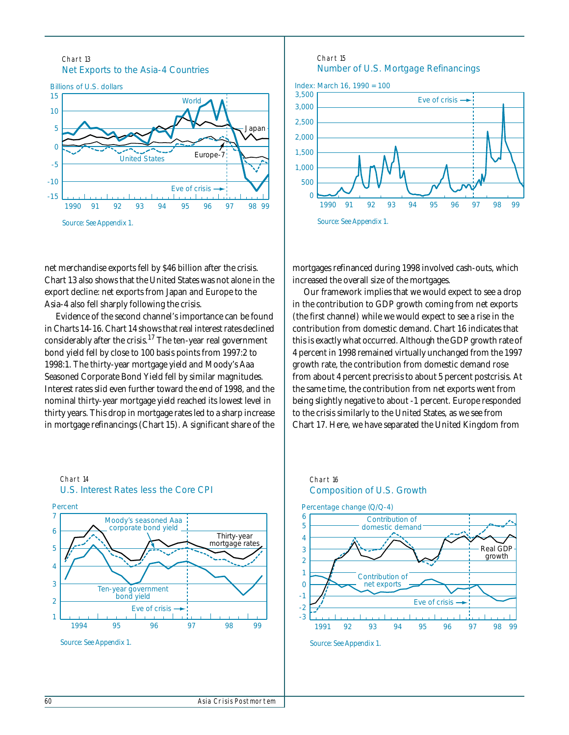Chart 13

Net Exports to the Asia-4 Countries

Billions of U.S. dollars

15
10
5
0
-5
-10
-15

World
Japan
United States
Europe-7
Eve of crisis

1990 91 92 93 94 95 96 97 98 99

Source: See Appendix 1.

Chart 15

Number of U.S. Mortgage Refinancings

Index: March 16, 1990 = 100

3,500
3,000
2,500
2,000
1,500
1,000
500
0

Eve of crisis

1990 91 92 93 94 95 96 97 98 99

Source: See Appendix 1.

net merchandise exports fell by $46 billion after the crisis. Chart 13 also shows that the United States was not alone in the export decline: net exports from Japan and Europe to the Asia-4 also fell sharply following the crisis.

Evidence of the second channel's importance can be found in Charts 14-16. Chart 14 shows that real interest rates declined considerably after the crisis.[17] The ten-year real government bond yield fell by close to 100 basis points from 1997:2 to 1998:1. The thirty-year mortgage yield and Moody's Aaa Seasoned Corporate Bond Yield fell by similar magnitudes. Interest rates slid even further toward the end of 1998, and the nominal thirty-year mortgage yield reached its lowest level in thirty years. This drop in mortgage rates led to a sharp increase in mortgage refinancings (Chart 15). A significant share of the mortgages refinanced during 1998 involved cash-outs, which increased the overall size of the mortgages.

Our framework implies that we would expect to see a drop in the contribution to GDP growth coming from net exports (the first channel) while we would expect to see a rise in the contribution from domestic demand. Chart 16 indicates that this is exactly what occurred. Although the GDP growth rate of 4 percent in 1998 remained virtually unchanged from the 1997 growth rate, the contribution from domestic demand rose from about 4 percent precrisis to about 5 percent postcrisis. At the same time, the contribution from net exports went from being slightly negative to about -1 percent. Europe responded to the crisis similarly to the United States, as we see from Chart 17. Here, we have separated the United Kingdom from

Chart 14

U.S. Interest Rates less the Core CPI

Percent

7
6
5
4
3
2
1

Moody's seasoned Aaa corporate bond yield
Thirty-year mortgage rates
Ten-year government bond yield
Eve of crisis

1994 95 96 97 98 99

Source: See Appendix 1.

Chart 16

Composition of U.S. Growth

Percentage change (Q/Q-4)

6
5
4
3
2
1
0
-1
-2
-3

Contribution of domestic demand
Real GDP growth
Contribution of net exports
Eve of crisis

1991 92 93 94 95 96 97 98 99

Source: See Appendix 1.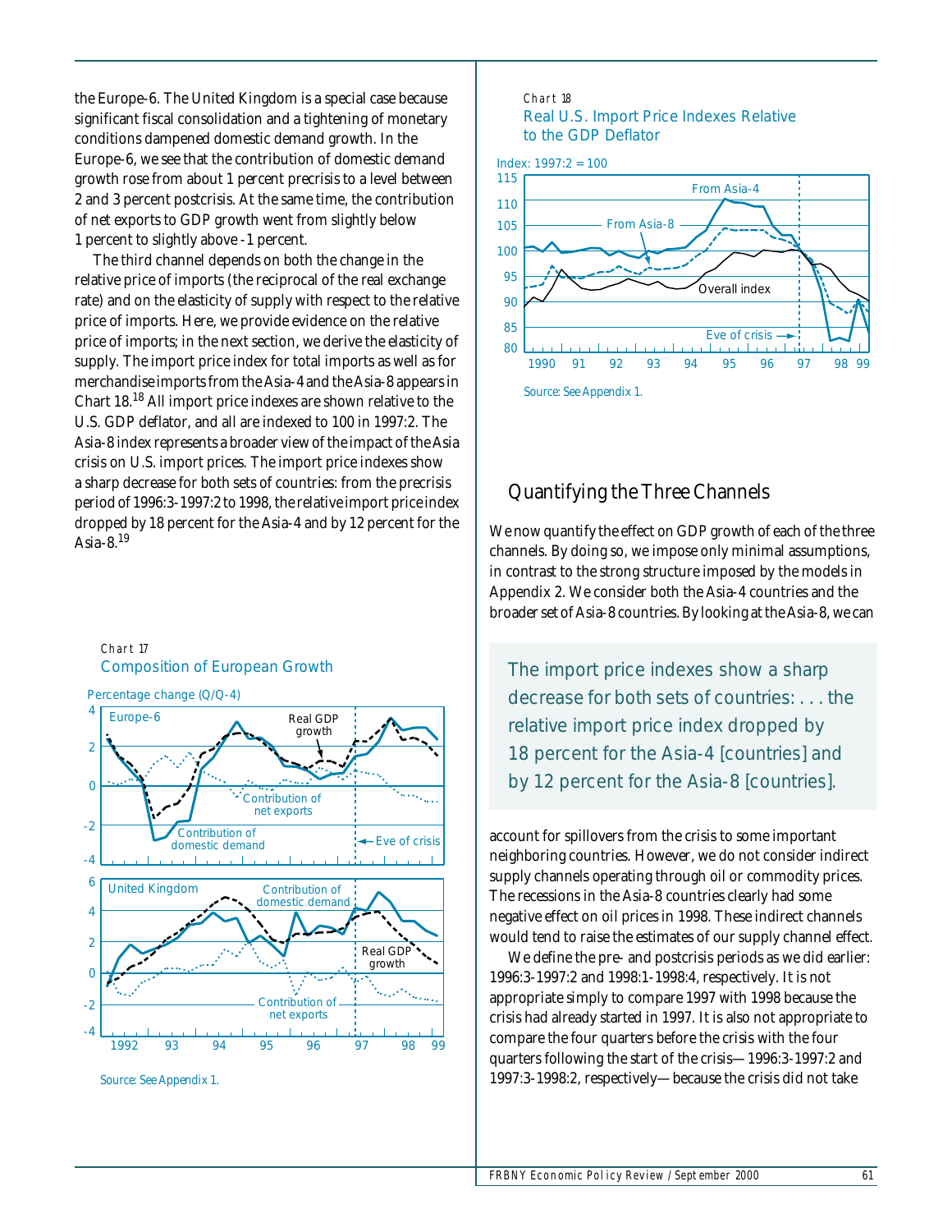the Europe-6. The United Kingdom is a special case because significant fiscal consolidation and a tightening of monetary conditions dampened domestic demand growth. In the Europe-6, we see that the contribution of domestic demand growth rose from about 1 percent precrisis to a level between 2 and 3 percent postcrisis. At the same time, the contribution of net exports to GDP growth went from slightly below 1 percent to slightly above -1 percent.

The third channel depends on both the change in the relative price of imports (the reciprocal of the real exchange rate) and on the elasticity of supply with respect to the relative price of imports. Here, we provide evidence on the relative price of imports; in the next section, we derive the elasticity of supply. The import price index for total imports as well as for merchandise imports from the Asia-4 and the Asia-8 appears in Chart 18.[18] All import price indexes are shown relative to the U.S. GDP deflator, and all are indexed to 100 in 1997:2. The Asia-8 index represents a broader view of the impact of the Asia crisis on U.S. import prices. The import price indexes show a sharp decrease for both sets of countries: from the precrisis period of 1996:3-1997:2 to 1998, the relative import price index dropped by 18 percent for the Asia-4 and by 12 percent for the Asia-8.[19]

Chart 17

Composition of European Growth

Percentage change (Q/Q-4)

Europe-6

Real GDP growth

Contribution of net exports

Contribution of domestic demand

Eve of crisis

4
2
0
-2
-4

United Kingdom

Contribution of domestic demand

Real GDP growth

Contribution of net exports

6
4
2
0
-2
-4

1992 93 94 95 96 97 98 99

Source: See Appendix 1.

Chart 18

Real U.S. Import Price Indexes Relative to the GDP Deflator

Index: 1997:2 = 100

From Asia-4

From Asia-8

Overall index

Eve of crisis

115
110
105
100
95
90
85
80

1990 91 92 93 94 95 96 97 98 99

Source: See Appendix 1.

## Quantifying the Three Channels

We now quantify the effect on GDP growth of each of the three channels. By doing so, we impose only minimal assumptions, in contrast to the strong structure imposed by the models in Appendix 2. We consider both the Asia-4 countries and the broader set of Asia-8 countries. By looking at the Asia-8, we can account for spillovers from the crisis to some important neighboring countries. However, we do not consider indirect supply channels operating through oil or commodity prices. The recessions in the Asia-8 countries clearly had some negative effect on oil prices in 1998. These indirect channels would tend to raise the estimates of our supply channel effect.

> The import price indexes show a sharp decrease for both sets of countries: . . . the relative import price index dropped by 18 percent for the Asia-4 [countries] and by 12 percent for the Asia-8 [countries].

We define the pre- and postcrisis periods as we did earlier: 1996:3-1997:2 and 1998:1-1998:4, respectively. It is not appropriate simply to compare 1997 with 1998 because the crisis had already started in 1997. It is also not appropriate to compare the four quarters before the crisis with the four quarters following the start of the crisis—1996:3-1997:2 and 1997:3-1998:2, respectively—because the crisis did not take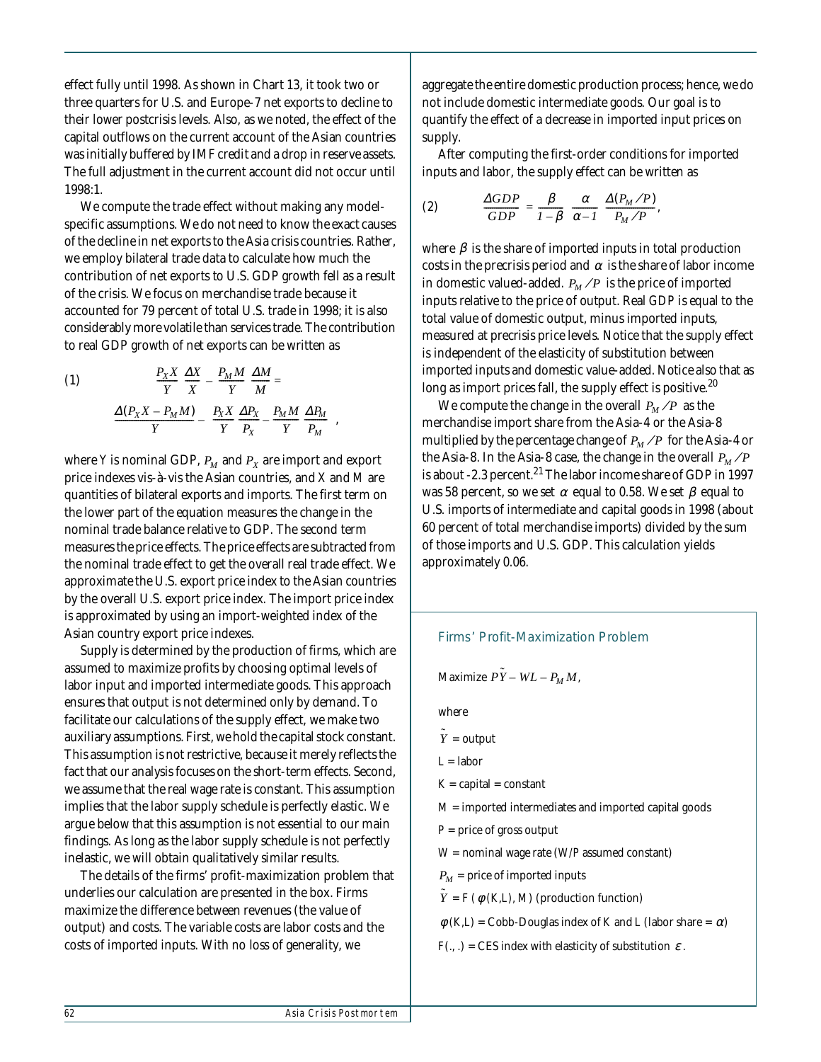effect fully until 1998. As shown in Chart 13, it took two or three quarters for U.S. and Europe-7 net exports to decline to their lower postcrisis levels. Also, as we noted, the effect of the capital outflows on the current account of the Asian countries was initially buffered by IMF credit and a drop in reserve assets. The full adjustment in the current account did not occur until 1998:1.

We compute the trade effect without making any model-specific assumptions. We do not need to know the exact causes of the decline in net exports to the Asia crisis countries. Rather, we employ bilateral trade data to calculate how much the contribution of net exports to U.S. GDP growth fell as a result of the crisis. We focus on merchandise trade because it accounted for 79 percent of total U.S. trade in 1998; it is also considerably more volatile than services trade. The contribution to real GDP growth of net exports can be written as

$$(1) \qquad \frac{P_X X}{Y}\frac{\Delta X}{X} - \frac{P_M M}{Y}\frac{\Delta M}{M} = \frac{\Delta(P_X X - P_M M)}{Y} - \frac{P_X X}{Y}\frac{\Delta P_X}{P_X} - \frac{P_M M}{Y}\frac{\Delta P_M}{P_M},$$

where $Y$ is nominal GDP, $P_M$ and $P_X$ are import and export price indexes vis-à-vis the Asian countries, and $X$ and $M$ are quantities of bilateral exports and imports. The first term on the lower part of the equation measures the change in the nominal trade balance relative to GDP. The second term measures the price effects. The price effects are subtracted from the nominal trade effect to get the overall real trade effect. We approximate the U.S. export price index to the Asian countries by the overall U.S. export price index. The import price index is approximated by using an import-weighted index of the Asian country export price indexes.

Supply is determined by the production of firms, which are assumed to maximize profits by choosing optimal levels of labor input and imported intermediate goods. This approach ensures that output is not determined only by demand. To facilitate our calculations of the supply effect, we make two auxiliary assumptions. First, we hold the capital stock constant. This assumption is not restrictive, because it merely reflects the fact that our analysis focuses on the short-term effects. Second, we assume that the real wage rate is constant. This assumption implies that the labor supply schedule is perfectly elastic. We argue below that this assumption is not essential to our main findings. As long as the labor supply schedule is not perfectly inelastic, we will obtain qualitatively similar results.

The details of the firms' profit-maximization problem that underlies our calculation are presented in the box. Firms maximize the difference between revenues (the value of output) and costs. The variable costs are labor costs and the costs of imported inputs. With no loss of generality, we aggregate the entire domestic production process; hence, we do not include domestic intermediate goods. Our goal is to quantify the effect of a decrease in imported input prices on supply.

After computing the first-order conditions for imported inputs and labor, the supply effect can be written as

$$(2) \qquad \frac{\Delta GDP}{GDP} = \frac{\beta}{1-\beta}\;\frac{\alpha}{\alpha-1}\;\frac{\Delta(P_M/P)}{P_M/P},$$

where $\beta$ is the share of imported inputs in total production costs in the precrisis period and $\alpha$ is the share of labor income in domestic valued-added. $P_M/P$ is the price of imported inputs relative to the price of output. Real GDP is equal to the total value of domestic output, minus imported inputs, measured at precrisis price levels. Notice that the supply effect is independent of the elasticity of substitution between imported inputs and domestic value-added. Notice also that as long as import prices fall, the supply effect is positive.[20]

We compute the change in the overall $P_M/P$ as the merchandise import share from the Asia-4 or the Asia-8 multiplied by the percentage change of $P_M/P$ for the Asia-4 or the Asia-8. In the Asia-8 case, the change in the overall $P_M/P$ is about -2.3 percent.[21] The labor income share of GDP in 1997 was 58 percent, so we set $\alpha$ equal to 0.58. We set $\beta$ equal to U.S. imports of intermediate and capital goods in 1998 (about 60 percent of total merchandise imports) divided by the sum of those imports and U.S. GDP. This calculation yields approximately 0.06.

### Firms' Profit-Maximization Problem

Maximize $P\tilde{Y} - WL - P_M M$,

where

$\tilde{Y}$ = output

$L$ = labor

$K$ = capital = constant

$M$ = imported intermediates and imported capital goods

$P$ = price of gross output

$W$ = nominal wage rate ($W/P$ assumed constant)

$P_M$ = price of imported inputs

$\tilde{Y} = F(\phi(K,L), M)$ (production function)

$\phi(K,L)$ = Cobb-Douglas index of $K$ and $L$ (labor share = $\alpha$)

$F(.,.)$ = CES index with elasticity of substitution $\varepsilon$.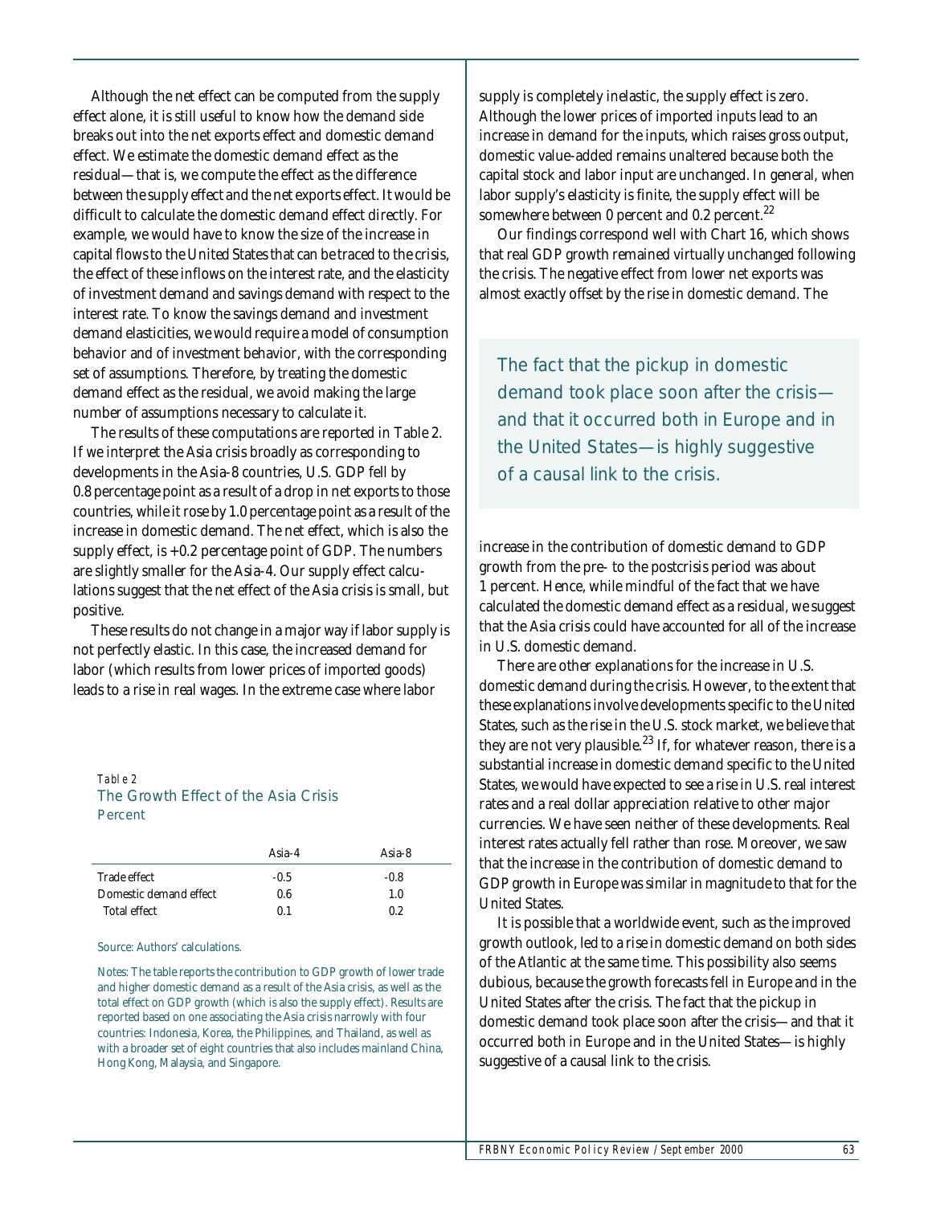Although the net effect can be computed from the supply effect alone, it is still useful to know how the demand side breaks out into the net exports effect and domestic demand effect. We estimate the domestic demand effect as the residual—that is, we compute the effect as the difference between the supply effect and the net exports effect. It would be difficult to calculate the domestic demand effect directly. For example, we would have to know the size of the increase in capital flows to the United States that can be traced to the crisis, the effect of these inflows on the interest rate, and the elasticity of investment demand and savings demand with respect to the interest rate. To know the savings demand and investment demand elasticities, we would require a model of consumption behavior and of investment behavior, with the corresponding set of assumptions. Therefore, by treating the domestic demand effect as the residual, we avoid making the large number of assumptions necessary to calculate it.

The results of these computations are reported in Table 2. If we interpret the Asia crisis broadly as corresponding to developments in the Asia-8 countries, U.S. GDP fell by 0.8 percentage point as a result of a drop in net exports to those countries, while it rose by 1.0 percentage point as a result of the increase in domestic demand. The net effect, which is also the supply effect, is +0.2 percentage point of GDP. The numbers are slightly smaller for the Asia-4. Our supply effect calculations suggest that the net effect of the Asia crisis is small, but positive.

These results do not change in a major way if labor supply is not perfectly elastic. In this case, the increased demand for labor (which results from lower prices of imported goods) leads to a rise in real wages. In the extreme case where labor supply is completely inelastic, the supply effect is zero. Although the lower prices of imported inputs lead to an increase in demand for the inputs, which raises gross output, domestic value-added remains unaltered because both the capital stock and labor input are unchanged. In general, when labor supply's elasticity is finite, the supply effect will be somewhere between 0 percent and 0.2 percent.[22]

Our findings correspond well with Chart 16, which shows that real GDP growth remained virtually unchanged following the crisis. The negative effect from lower net exports was almost exactly offset by the rise in domestic demand. The increase in the contribution of domestic demand to GDP growth from the pre- to the postcrisis period was about 1 percent. Hence, while mindful of the fact that we have calculated the domestic demand effect as a residual, we suggest that the Asia crisis could have accounted for all of the increase in U.S. domestic demand.

> The fact that the pickup in domestic demand took place soon after the crisis—and that it occurred both in Europe and in the United States—is highly suggestive of a causal link to the crisis.

There are other explanations for the increase in U.S. domestic demand during the crisis. However, to the extent that these explanations involve developments specific to the United States, such as the rise in the U.S. stock market, we believe that they are not very plausible.[23] If, for whatever reason, there is a substantial increase in domestic demand specific to the United States, we would have expected to see a rise in U.S. real interest rates and a real dollar appreciation relative to other major currencies. We have seen neither of these developments. Real interest rates actually fell rather than rose. Moreover, we saw that the increase in the contribution of domestic demand to GDP growth in Europe was similar in magnitude to that for the United States.

It is possible that a worldwide event, such as the improved growth outlook, led to a rise in domestic demand on both sides of the Atlantic at the same time. This possibility also seems dubious, because the growth forecasts fell in Europe and in the United States after the crisis. The fact that the pickup in domestic demand took place soon after the crisis—and that it occurred both in Europe and in the United States—is highly suggestive of a causal link to the crisis.

Table 2
**The Growth Effect of the Asia Crisis**
Percent

| | Asia-4 | Asia-8 |
|---|---|---|
| Trade effect | -0.5 | -0.8 |
| Domestic demand effect | 0.6 | 1.0 |
| Total effect | 0.1 | 0.2 |

Source: Authors' calculations.

Notes: The table reports the contribution to GDP growth of lower trade and higher domestic demand as a result of the Asia crisis, as well as the total effect on GDP growth (which is also the supply effect). Results are reported based on one associating the Asia crisis narrowly with four countries: Indonesia, Korea, the Philippines, and Thailand, as well as with a broader set of eight countries that also includes mainland China, Hong Kong, Malaysia, and Singapore.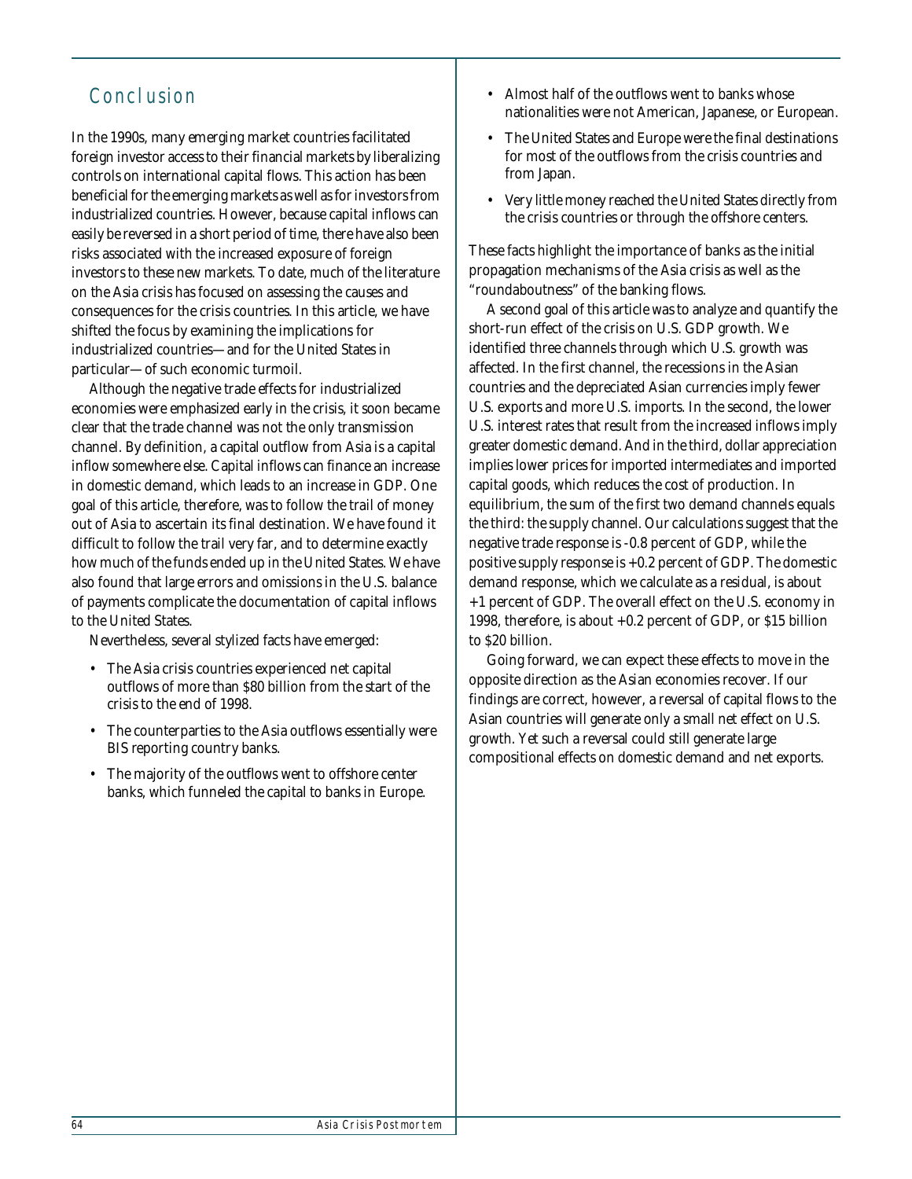## Conclusion

In the 1990s, many emerging market countries facilitated foreign investor access to their financial markets by liberalizing controls on international capital flows. This action has been beneficial for the emerging markets as well as for investors from industrialized countries. However, because capital inflows can easily be reversed in a short period of time, there have also been risks associated with the increased exposure of foreign investors to these new markets. To date, much of the literature on the Asia crisis has focused on assessing the causes and consequences for the crisis countries. In this article, we have shifted the focus by examining the implications for industrialized countries—and for the United States in particular—of such economic turmoil.

Although the negative trade effects for industrialized economies were emphasized early in the crisis, it soon became clear that the trade channel was not the only transmission channel. By definition, a capital outflow from Asia is a capital inflow somewhere else. Capital inflows can finance an increase in domestic demand, which leads to an increase in GDP. One goal of this article, therefore, was to follow the trail of money out of Asia to ascertain its final destination. We have found it difficult to follow the trail very far, and to determine exactly how much of the funds ended up in the United States. We have also found that large errors and omissions in the U.S. balance of payments complicate the documentation of capital inflows to the United States.

Nevertheless, several stylized facts have emerged:

- The Asia crisis countries experienced net capital outflows of more than $80 billion from the start of the crisis to the end of 1998.
- The counterparties to the Asia outflows essentially were BIS reporting country banks.
- The majority of the outflows went to offshore center banks, which funneled the capital to banks in Europe.
- Almost half of the outflows went to banks whose nationalities were not American, Japanese, or European.
- The United States and Europe were the final destinations for most of the outflows from the crisis countries and from Japan.
- Very little money reached the United States directly from the crisis countries or through the offshore centers.

These facts highlight the importance of banks as the initial propagation mechanisms of the Asia crisis as well as the "roundaboutness" of the banking flows.

A second goal of this article was to analyze and quantify the short-run effect of the crisis on U.S. GDP growth. We identified three channels through which U.S. growth was affected. In the first channel, the recessions in the Asian countries and the depreciated Asian currencies imply fewer U.S. exports and more U.S. imports. In the second, the lower U.S. interest rates that result from the increased inflows imply greater domestic demand. And in the third, dollar appreciation implies lower prices for imported intermediates and imported capital goods, which reduces the cost of production. In equilibrium, the sum of the first two demand channels equals the third: the supply channel. Our calculations suggest that the negative trade response is -0.8 percent of GDP, while the positive supply response is +0.2 percent of GDP. The domestic demand response, which we calculate as a residual, is about +1 percent of GDP. The overall effect on the U.S. economy in 1998, therefore, is about +0.2 percent of GDP, or $15 billion to $20 billion.

Going forward, we can expect these effects to move in the opposite direction as the Asian economies recover. If our findings are correct, however, a reversal of capital flows to the Asian countries will generate only a small net effect on U.S. growth. Yet such a reversal could still generate large compositional effects on domestic demand and net exports.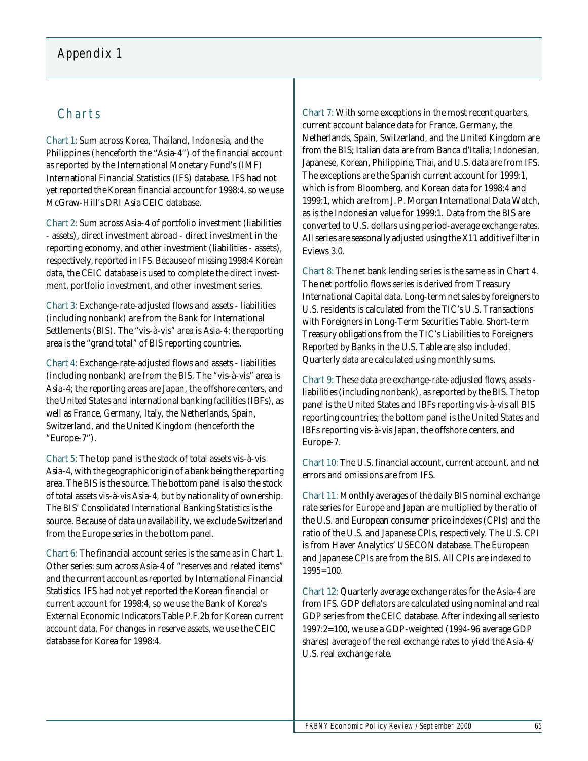# Appendix 1

## Charts

Chart 1: Sum across Korea, Thailand, Indonesia, and the Philippines (henceforth the "Asia-4") of the financial account as reported by the International Monetary Fund's (IMF) International Financial Statistics (IFS) database. IFS had not yet reported the Korean financial account for 1998:4, so we use McGraw-Hill's DRI Asia CEIC database.

Chart 2: Sum across Asia-4 of portfolio investment (liabilities - assets), direct investment abroad - direct investment in the reporting economy, and other investment (liabilities - assets), respectively, reported in IFS. Because of missing 1998:4 Korean data, the CEIC database is used to complete the direct investment, portfolio investment, and other investment series.

Chart 3: Exchange-rate-adjusted flows and assets - liabilities (including nonbank) are from the Bank for International Settlements (BIS). The "vis-à-vis" area is Asia-4; the reporting area is the "grand total" of BIS reporting countries.

Chart 4: Exchange-rate-adjusted flows and assets - liabilities (including nonbank) are from the BIS. The "vis-à-vis" area is Asia-4; the reporting areas are Japan, the offshore centers, and the United States and international banking facilities (IBFs), as well as France, Germany, Italy, the Netherlands, Spain, Switzerland, and the United Kingdom (henceforth the "Europe-7").

Chart 5: The top panel is the stock of total assets vis-à-vis Asia-4, with the geographic origin of a bank being the reporting area. The BIS is the source. The bottom panel is also the stock of total assets vis-à-vis Asia-4, but by nationality of ownership. The BIS' *Consolidated International Banking Statistics* is the source. Because of data unavailability, we exclude Switzerland from the Europe series in the bottom panel.

Chart 6: The financial account series is the same as in Chart 1. Other series: sum across Asia-4 of "reserves and related items" and the current account as reported by International Financial Statistics. IFS had not yet reported the Korean financial or current account for 1998:4, so we use the Bank of Korea's External Economic Indicators Table P.F.2b for Korean current account data. For changes in reserve assets, we use the CEIC database for Korea for 1998:4.

Chart 7: With some exceptions in the most recent quarters, current account balance data for France, Germany, the Netherlands, Spain, Switzerland, and the United Kingdom are from the BIS; Italian data are from Banca d'Italia; Indonesian, Japanese, Korean, Philippine, Thai, and U.S. data are from IFS. The exceptions are the Spanish current account for 1999:1, which is from Bloomberg, and Korean data for 1998:4 and 1999:1, which are from J. P. Morgan International Data Watch, as is the Indonesian value for 1999:1. Data from the BIS are converted to U.S. dollars using period-average exchange rates. All series are seasonally adjusted using the X11 additive filter in Eviews 3.0.

Chart 8: The net bank lending series is the same as in Chart 4. The net portfolio flows series is derived from Treasury International Capital data. Long-term net sales by foreigners to U.S. residents is calculated from the TIC's U.S. Transactions with Foreigners in Long-Term Securities Table. Short-term Treasury obligations from the TIC's Liabilities to Foreigners Reported by Banks in the U.S. Table are also included. Quarterly data are calculated using monthly sums.

Chart 9: These data are exchange-rate-adjusted flows, assets - liabilities (including nonbank), as reported by the BIS. The top panel is the United States and IBFs reporting vis-à-vis all BIS reporting countries; the bottom panel is the United States and IBFs reporting vis-à-vis Japan, the offshore centers, and Europe-7.

Chart 10: The U.S. financial account, current account, and net errors and omissions are from IFS.

Chart 11: Monthly averages of the daily BIS nominal exchange rate series for Europe and Japan are multiplied by the ratio of the U.S. and European consumer price indexes (CPIs) and the ratio of the U.S. and Japanese CPIs, respectively. The U.S. CPI is from Haver Analytics' USECON database. The European and Japanese CPIs are from the BIS. All CPIs are indexed to 1995=100.

Chart 12: Quarterly average exchange rates for the Asia-4 are from IFS. GDP deflators are calculated using nominal and real GDP series from the CEIC database. After indexing all series to 1997:2=100, we use a GDP-weighted (1994-96 average GDP shares) average of the real exchange rates to yield the Asia-4/U.S. real exchange rate.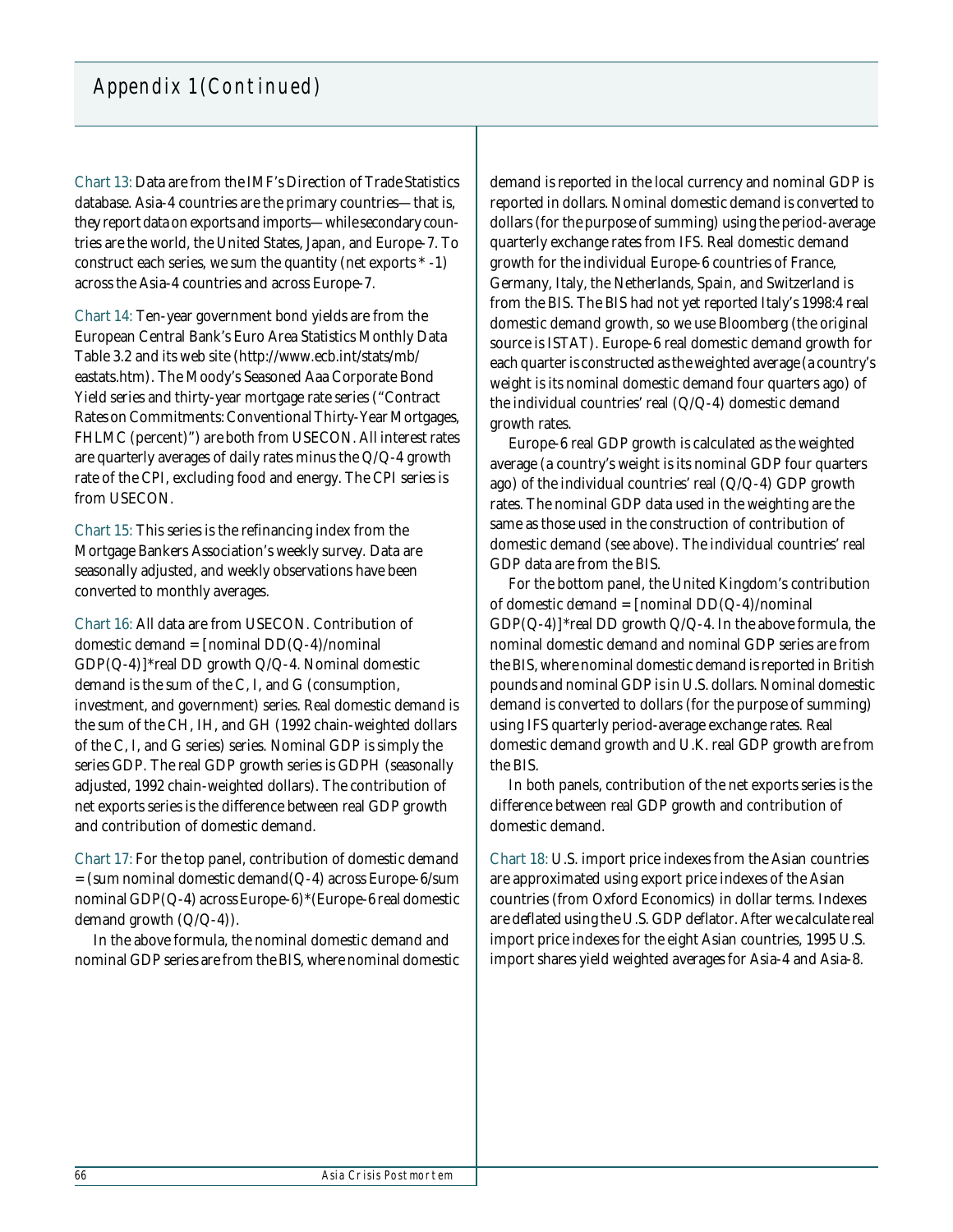## Appendix 1 (Continued)

Chart 13: Data are from the IMF's Direction of Trade Statistics database. Asia-4 countries are the primary countries—that is, they report data on exports and imports—while secondary countries are the world, the United States, Japan, and Europe-7. To construct each series, we sum the quantity (net exports * -1) across the Asia-4 countries and across Europe-7.

Chart 14: Ten-year government bond yields are from the European Central Bank's Euro Area Statistics Monthly Data Table 3.2 and its web site (http://www.ecb.int/stats/mb/eastats.htm). The Moody's Seasoned Aaa Corporate Bond Yield series and thirty-year mortgage rate series ("Contract Rates on Commitments: Conventional Thirty-Year Mortgages, FHLMC (percent)") are both from USECON. All interest rates are quarterly averages of daily rates minus the Q/Q-4 growth rate of the CPI, excluding food and energy. The CPI series is from USECON.

Chart 15: This series is the refinancing index from the Mortgage Bankers Association's weekly survey. Data are seasonally adjusted, and weekly observations have been converted to monthly averages.

Chart 16: All data are from USECON. Contribution of domestic demand = [nominal DD(Q-4)/nominal GDP(Q-4)]*real DD growth Q/Q-4. Nominal domestic demand is the sum of the C, I, and G (consumption, investment, and government) series. Real domestic demand is the sum of the CH, IH, and GH (1992 chain-weighted dollars of the C, I, and G series) series. Nominal GDP is simply the series GDP. The real GDP growth series is GDPH (seasonally adjusted, 1992 chain-weighted dollars). The contribution of net exports series is the difference between real GDP growth and contribution of domestic demand.

Chart 17: For the top panel, contribution of domestic demand = (sum nominal domestic demand(Q-4) across Europe-6/sum nominal GDP(Q-4) across Europe-6)*(Europe-6 real domestic demand growth (Q/Q-4)).

In the above formula, the nominal domestic demand and nominal GDP series are from the BIS, where nominal domestic demand is reported in the local currency and nominal GDP is reported in dollars. Nominal domestic demand is converted to dollars (for the purpose of summing) using the period-average quarterly exchange rates from IFS. Real domestic demand growth for the individual Europe-6 countries of France, Germany, Italy, the Netherlands, Spain, and Switzerland is from the BIS. The BIS had not yet reported Italy's 1998:4 real domestic demand growth, so we use Bloomberg (the original source is ISTAT). Europe-6 real domestic demand growth for each quarter is constructed as the weighted average (a country's weight is its nominal domestic demand four quarters ago) of the individual countries' real (Q/Q-4) domestic demand growth rates.

Europe-6 real GDP growth is calculated as the weighted average (a country's weight is its nominal GDP four quarters ago) of the individual countries' real (Q/Q-4) GDP growth rates. The nominal GDP data used in the weighting are the same as those used in the construction of contribution of domestic demand (see above). The individual countries' real GDP data are from the BIS.

For the bottom panel, the United Kingdom's contribution of domestic demand = [nominal DD(Q-4)/nominal GDP(Q-4)]*real DD growth Q/Q-4. In the above formula, the nominal domestic demand and nominal GDP series are from the BIS, where nominal domestic demand is reported in British pounds and nominal GDP is in U.S. dollars. Nominal domestic demand is converted to dollars (for the purpose of summing) using IFS quarterly period-average exchange rates. Real domestic demand growth and U.K. real GDP growth are from the BIS.

In both panels, contribution of the net exports series is the difference between real GDP growth and contribution of domestic demand.

Chart 18: U.S. import price indexes from the Asian countries are approximated using export price indexes of the Asian countries (from Oxford Economics) in dollar terms. Indexes are deflated using the U.S. GDP deflator. After we calculate real import price indexes for the eight Asian countries, 1995 U.S. import shares yield weighted averages for Asia-4 and Asia-8.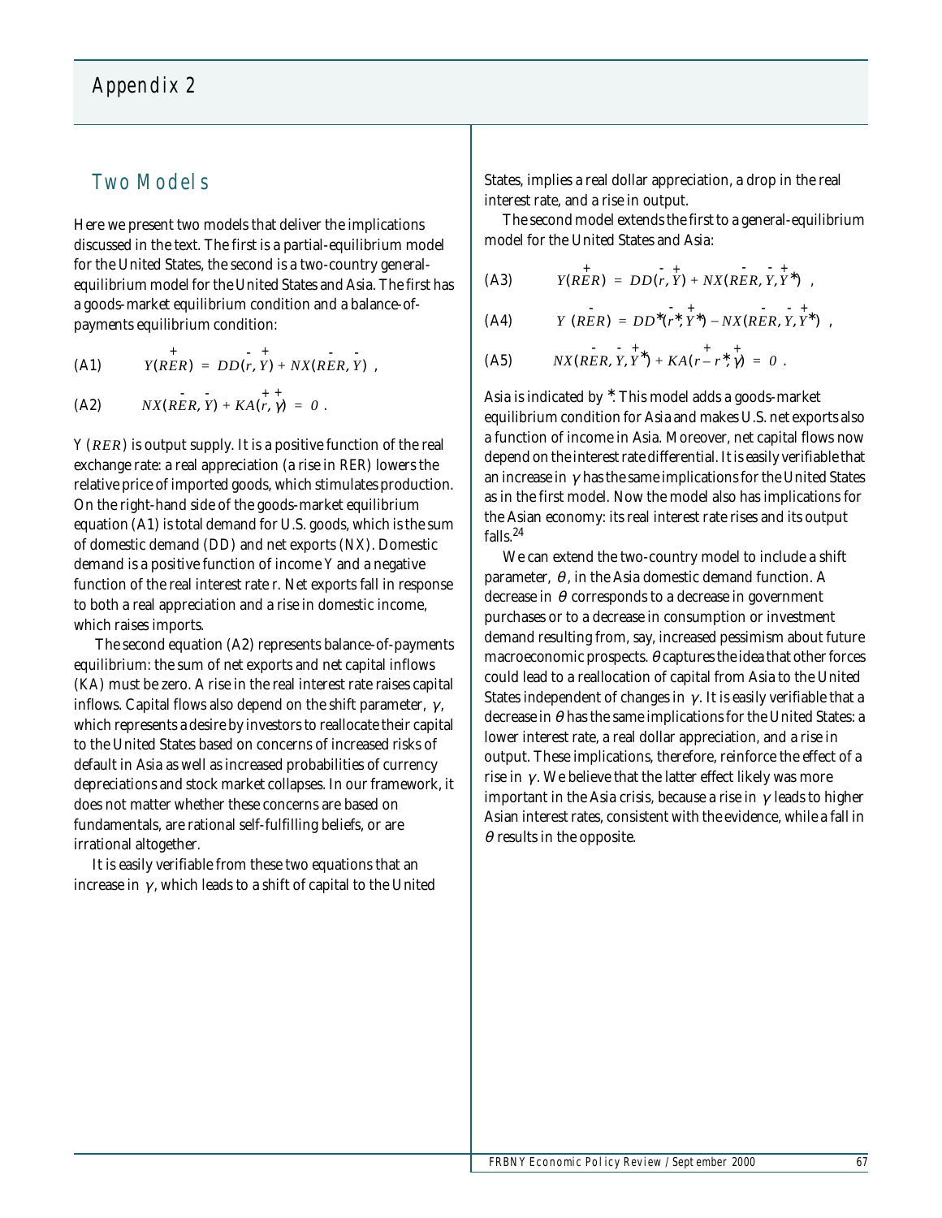## Appendix 2

### Two Models

Here we present two models that deliver the implications discussed in the text. The first is a partial-equilibrium model for the United States, the second is a two-country general-equilibrium model for the United States and Asia. The first has a goods-market equilibrium condition and a balance-of-payments equilibrium condition:

$$\text{(A1)} \qquad Y(\overset{+}{RER}) = DD(\overset{-}{r}, \overset{+}{Y}) + NX(\overset{-}{RER}, \overset{-}{Y}) \ ,$$

$$\text{(A2)} \qquad NX(\overset{-}{RER}, \overset{-}{Y}) + KA(\overset{+}{r}, \overset{+}{\gamma}) = 0 \ .$$

$Y\,(RER)$ is output supply. It is a positive function of the real exchange rate: a real appreciation (a rise in $RER$) lowers the relative price of imported goods, which stimulates production. On the right-hand side of the goods-market equilibrium equation (A1) is total demand for U.S. goods, which is the sum of domestic demand ($DD$) and net exports ($NX$). Domestic demand is a positive function of income $Y$ and a negative function of the real interest rate $r$. Net exports fall in response to both a real appreciation and a rise in domestic income, which raises imports.

The second equation (A2) represents balance-of-payments equilibrium: the sum of net exports and net capital inflows ($KA$) must be zero. A rise in the real interest rate raises capital inflows. Capital flows also depend on the shift parameter, $\gamma$, which represents a desire by investors to reallocate their capital to the United States based on concerns of increased risks of default in Asia as well as increased probabilities of currency depreciations and stock market collapses. In our framework, it does not matter whether these concerns are based on fundamentals, are rational self-fulfilling beliefs, or are irrational altogether.

It is easily verifiable from these two equations that an increase in $\gamma$, which leads to a shift of capital to the United States, implies a real dollar appreciation, a drop in the real interest rate, and a rise in output.

The second model extends the first to a general-equilibrium model for the United States and Asia:

$$\text{(A3)} \qquad Y(\overset{+}{RER}) = DD(\overset{-}{r}, \overset{+}{Y}) + NX(\overset{-}{RER}, \overset{-}{Y}, \overset{+}{Y^*}) \ ,$$

$$\text{(A4)} \qquad Y^*(\overset{-}{RER}) = DD^*(\overset{-}{r^*}, \overset{+}{Y^*}) - NX(\overset{-}{RER}, \overset{-}{Y}, \overset{+}{Y^*}) \ ,$$

$$\text{(A5)} \qquad NX(\overset{-}{RER}, \overset{-}{Y}, \overset{+}{Y^*}) + KA(\overset{+}{r - r^*}, \overset{+}{\gamma}) = 0 \ .$$

Asia is indicated by *. This model adds a goods-market equilibrium condition for Asia and makes U.S. net exports also a function of income in Asia. Moreover, net capital flows now depend on the interest rate differential. It is easily verifiable that an increase in $\gamma$ has the same implications for the United States as in the first model. Now the model also has implications for the Asian economy: its real interest rate rises and its output falls.[24]

We can extend the two-country model to include a shift parameter, $\theta$, in the Asia domestic demand function. A decrease in $\theta$ corresponds to a decrease in government purchases or to a decrease in consumption or investment demand resulting from, say, increased pessimism about future macroeconomic prospects. $\theta$ captures the idea that other forces could lead to a reallocation of capital from Asia to the United States independent of changes in $\gamma$. It is easily verifiable that a decrease in $\theta$ has the same implications for the United States: a lower interest rate, a real dollar appreciation, and a rise in output. These implications, therefore, reinforce the effect of a rise in $\gamma$. We believe that the latter effect likely was more important in the Asia crisis, because a rise in $\gamma$ leads to higher Asian interest rates, consistent with the evidence, while a fall in $\theta$ results in the opposite.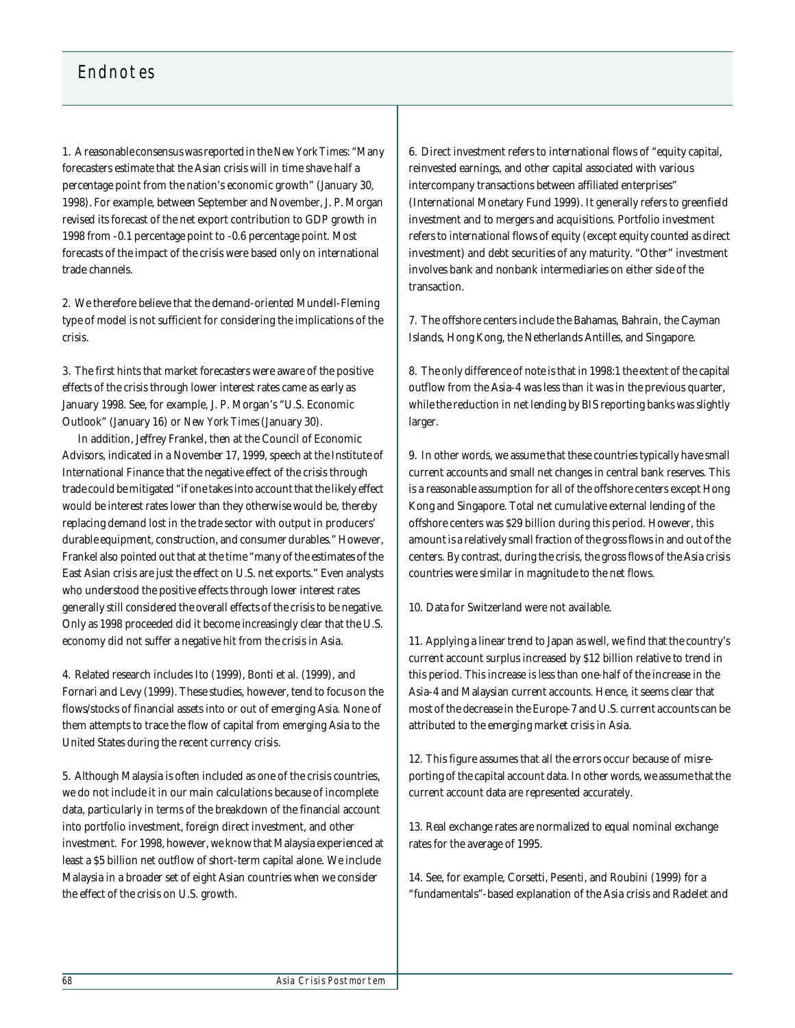# Endnotes

1. A reasonable consensus was reported in the *New York Times*: "Many forecasters estimate that the Asian crisis will in time shave half a percentage point from the nation's economic growth" (January 30, 1998). For example, between September and November, J. P. Morgan revised its forecast of the net export contribution to GDP growth in 1998 from -0.1 percentage point to -0.6 percentage point. Most forecasts of the impact of the crisis were based only on international trade channels.

2. We therefore believe that the demand-oriented Mundell-Fleming type of model is not sufficient for considering the implications of the crisis.

3. The first hints that market forecasters were aware of the positive effects of the crisis through lower interest rates came as early as January 1998. See, for example, J. P. Morgan's "U.S. Economic Outlook" (January 16) or *New York Times* (January 30).

In addition, Jeffrey Frankel, then at the Council of Economic Advisors, indicated in a November 17, 1999, speech at the Institute of International Finance that the negative effect of the crisis through trade could be mitigated "if one takes into account that the likely effect would be interest rates lower than they otherwise would be, thereby replacing demand lost in the trade sector with output in producers' durable equipment, construction, and consumer durables." However, Frankel also pointed out that at the time "many of the estimates of the East Asian crisis are just the effect on U.S. net exports." Even analysts who understood the positive effects through lower interest rates generally still considered the overall effects of the crisis to be negative. Only as 1998 proceeded did it become increasingly clear that the U.S. economy did not suffer a negative hit from the crisis in Asia.

4. Related research includes Ito (1999), Bonti et al. (1999), and Fornari and Levy (1999). These studies, however, tend to focus on the flows/stocks of financial assets into or out of emerging Asia. None of them attempts to trace the flow of capital from emerging Asia to the United States during the recent currency crisis.

5. Although Malaysia is often included as one of the crisis countries, we do not include it in our main calculations because of incomplete data, particularly in terms of the breakdown of the financial account into portfolio investment, foreign direct investment, and other investment. For 1998, however, we know that Malaysia experienced at least a \$5 billion net outflow of short-term capital alone. We include Malaysia in a broader set of eight Asian countries when we consider the effect of the crisis on U.S. growth.

6. Direct investment refers to international flows of "equity capital, reinvested earnings, and other capital associated with various intercompany transactions between affiliated enterprises" (International Monetary Fund 1999). It generally refers to greenfield investment and to mergers and acquisitions. Portfolio investment refers to international flows of equity (except equity counted as direct investment) and debt securities of any maturity. "Other" investment involves bank and nonbank intermediaries on either side of the transaction.

7. The offshore centers include the Bahamas, Bahrain, the Cayman Islands, Hong Kong, the Netherlands Antilles, and Singapore.

8. The only difference of note is that in 1998:1 the extent of the capital outflow from the Asia-4 was less than it was in the previous quarter, while the reduction in net lending by BIS reporting banks was slightly larger.

9. In other words, we assume that these countries typically have small current accounts and small net changes in central bank reserves. This is a reasonable assumption for all of the offshore centers except Hong Kong and Singapore. Total net cumulative external lending of the offshore centers was \$29 billion during this period. However, this amount is a relatively small fraction of the gross flows in and out of the centers. By contrast, during the crisis, the gross flows of the Asia crisis countries were similar in magnitude to the net flows.

10. Data for Switzerland were not available.

11. Applying a linear trend to Japan as well, we find that the country's current account surplus increased by \$12 billion relative to trend in this period. This increase is less than one-half of the increase in the Asia-4 and Malaysian current accounts. Hence, it seems clear that most of the decrease in the Europe-7 and U.S. current accounts can be attributed to the emerging market crisis in Asia.

12. This figure assumes that all the errors occur because of misreporting of the capital account data. In other words, we assume that the current account data are represented accurately.

13. Real exchange rates are normalized to equal nominal exchange rates for the average of 1995.

14. See, for example, Corsetti, Pesenti, and Roubini (1999) for a "fundamentals"-based explanation of the Asia crisis and Radelet and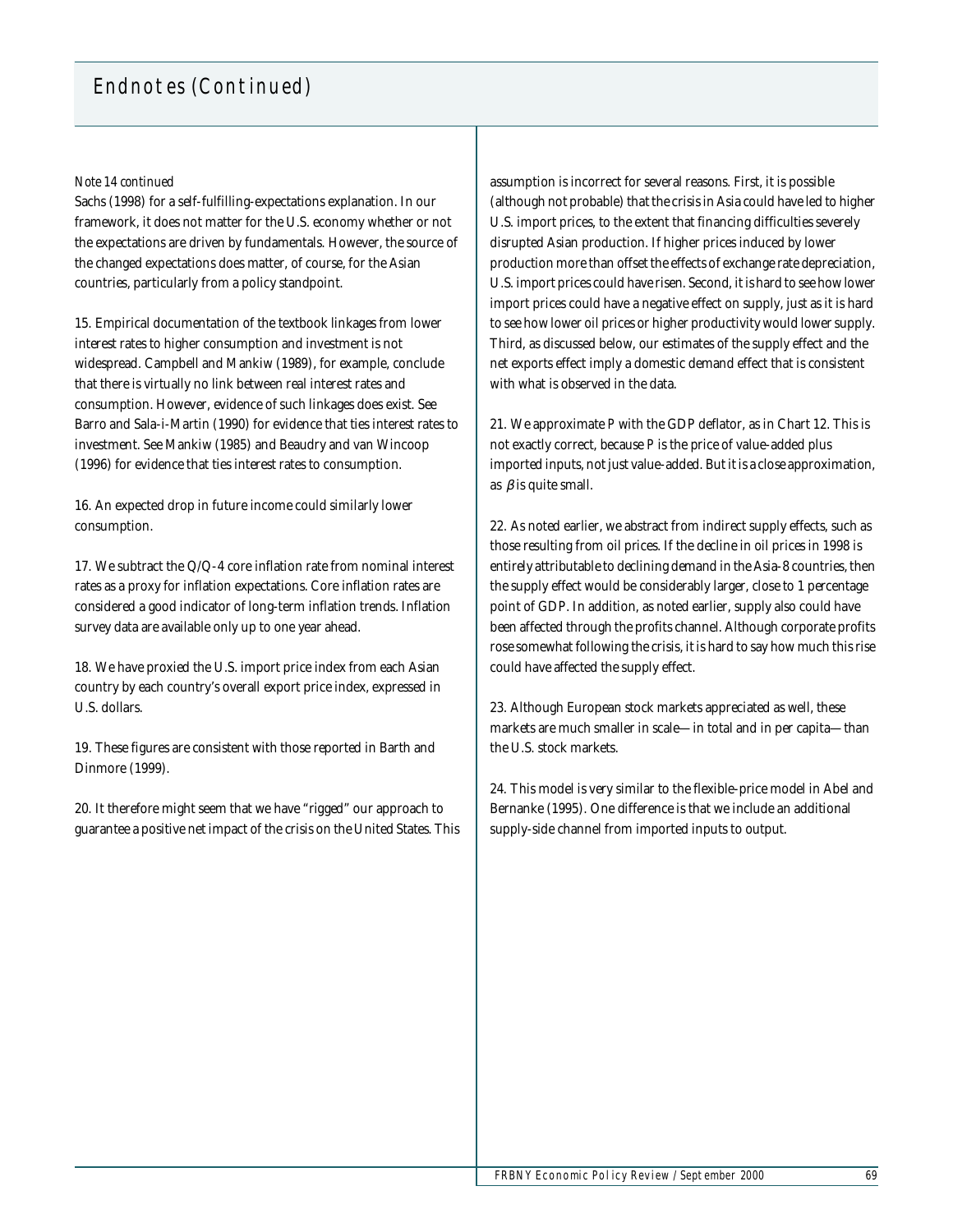## Endnotes (Continued)

*Note 14 continued*

Sachs (1998) for a self-fulfilling-expectations explanation. In our framework, it does not matter for the U.S. economy whether or not the expectations are driven by fundamentals. However, the source of the changed expectations does matter, of course, for the Asian countries, particularly from a policy standpoint.

15. Empirical documentation of the textbook linkages from lower interest rates to higher consumption and investment is not widespread. Campbell and Mankiw (1989), for example, conclude that there is virtually no link between real interest rates and consumption. However, evidence of such linkages does exist. See Barro and Sala-i-Martin (1990) for evidence that ties interest rates to investment. See Mankiw (1985) and Beaudry and van Wincoop (1996) for evidence that ties interest rates to consumption.

16. An expected drop in future income could similarly lower consumption.

17. We subtract the Q/Q-4 core inflation rate from nominal interest rates as a proxy for inflation expectations. Core inflation rates are considered a good indicator of long-term inflation trends. Inflation survey data are available only up to one year ahead.

18. We have proxied the U.S. import price index from each Asian country by each country's overall export price index, expressed in U.S. dollars.

19. These figures are consistent with those reported in Barth and Dinmore (1999).

20. It therefore might seem that we have "rigged" our approach to guarantee a positive net impact of the crisis on the United States. This assumption is incorrect for several reasons. First, it is possible (although not probable) that the crisis in Asia could have led to higher U.S. import prices, to the extent that financing difficulties severely disrupted Asian production. If higher prices induced by lower production more than offset the effects of exchange rate depreciation, U.S. import prices could have risen. Second, it is hard to see how lower import prices could have a negative effect on supply, just as it is hard to see how lower oil prices or higher productivity would lower supply. Third, as discussed below, our estimates of the supply effect and the net exports effect imply a domestic demand effect that is consistent with what is observed in the data.

21. We approximate $P$ with the GDP deflator, as in Chart 12. This is not exactly correct, because $P$ is the price of value-added plus imported inputs, not just value-added. But it is a close approximation, as $\beta$ is quite small.

22. As noted earlier, we abstract from indirect supply effects, such as those resulting from oil prices. If the decline in oil prices in 1998 is entirely attributable to declining demand in the Asia-8 countries, then the supply effect would be considerably larger, close to 1 percentage point of GDP. In addition, as noted earlier, supply also could have been affected through the profits channel. Although corporate profits rose somewhat following the crisis, it is hard to say how much this rise could have affected the supply effect.

23. Although European stock markets appreciated as well, these markets are much smaller in scale—in total and in per capita—than the U.S. stock markets.

24. This model is very similar to the flexible-price model in Abel and Bernanke (1995). One difference is that we include an additional supply-side channel from imported inputs to output.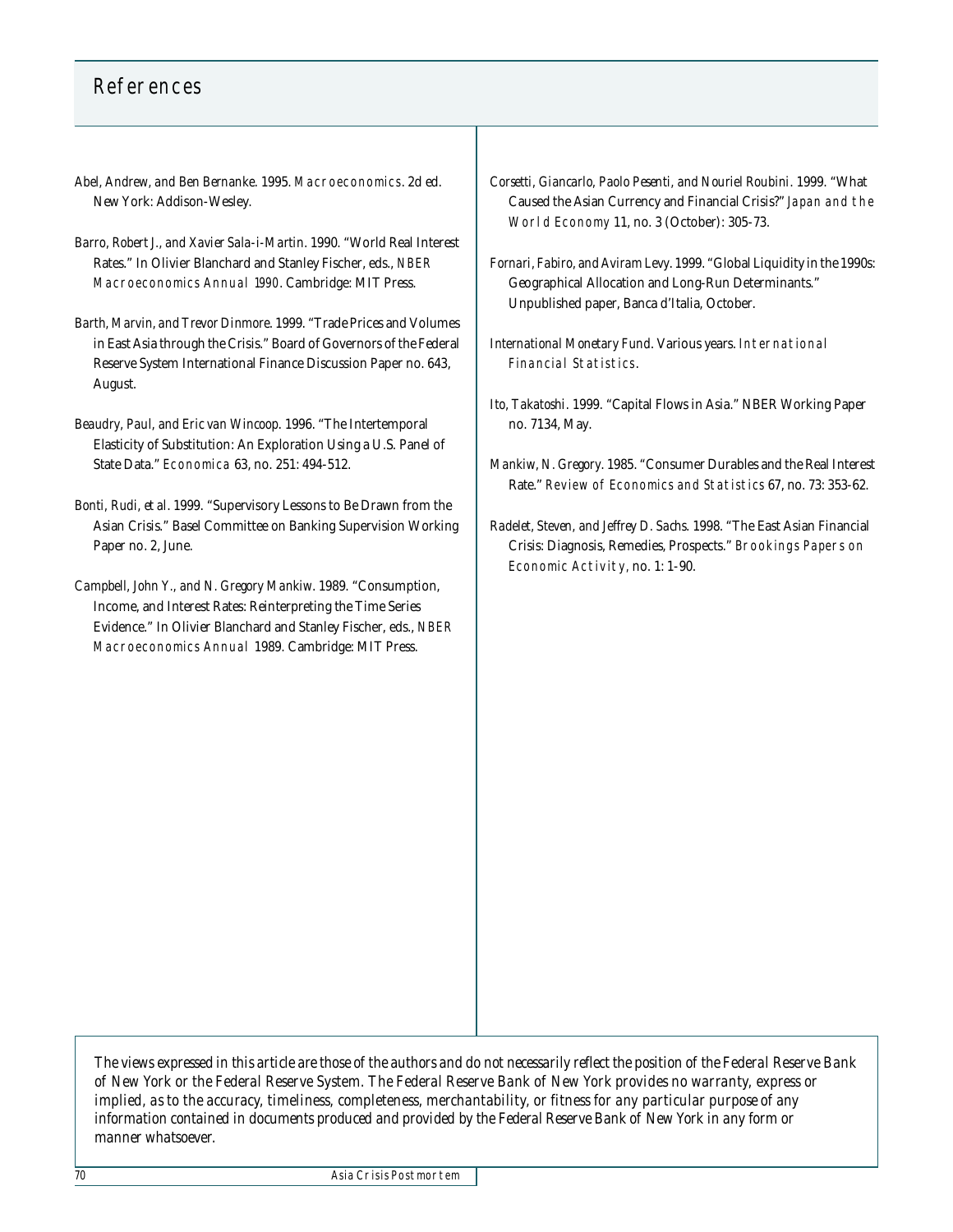# References

Abel, Andrew, and Ben Bernanke. 1995. *Macroeconomics*. 2d ed. New York: Addison-Wesley.

Barro, Robert J., and Xavier Sala-i-Martin. 1990. "World Real Interest Rates." In Olivier Blanchard and Stanley Fischer, eds., *NBER Macroeconomics Annual 1990*. Cambridge: MIT Press.

Barth, Marvin, and Trevor Dinmore. 1999. "Trade Prices and Volumes in East Asia through the Crisis." Board of Governors of the Federal Reserve System International Finance Discussion Paper no. 643, August.

Beaudry, Paul, and Eric van Wincoop. 1996. "The Intertemporal Elasticity of Substitution: An Exploration Using a U.S. Panel of State Data." *Economica* 63, no. 251: 494-512.

Bonti, Rudi, et al. 1999. "Supervisory Lessons to Be Drawn from the Asian Crisis." Basel Committee on Banking Supervision Working Paper no. 2, June.

Campbell, John Y., and N. Gregory Mankiw. 1989. "Consumption, Income, and Interest Rates: Reinterpreting the Time Series Evidence." In Olivier Blanchard and Stanley Fischer, eds., *NBER Macroeconomics Annual* 1989. Cambridge: MIT Press.

Corsetti, Giancarlo, Paolo Pesenti, and Nouriel Roubini. 1999. "What Caused the Asian Currency and Financial Crisis?" *Japan and the World Economy* 11, no. 3 (October): 305-73.

Fornari, Fabiro, and Aviram Levy. 1999. "Global Liquidity in the 1990s: Geographical Allocation and Long-Run Determinants." Unpublished paper, Banca d'Italia, October.

International Monetary Fund. Various years. *International Financial Statistics*.

Ito, Takatoshi. 1999. "Capital Flows in Asia." NBER Working Paper no. 7134, May.

Mankiw, N. Gregory. 1985. "Consumer Durables and the Real Interest Rate." *Review of Economics and Statistics* 67, no. 73: 353-62.

Radelet, Steven, and Jeffrey D. Sachs. 1998. "The East Asian Financial Crisis: Diagnosis, Remedies, Prospects." *Brookings Papers on Economic Activity*, no. 1: 1-90.

*The views expressed in this article are those of the authors and do not necessarily reflect the position of the Federal Reserve Bank of New York or the Federal Reserve System. The Federal Reserve Bank of New York provides no warranty, express or implied, as to the accuracy, timeliness, completeness, merchantability, or fitness for any particular purpose of any information contained in documents produced and provided by the Federal Reserve Bank of New York in any form or manner whatsoever.*